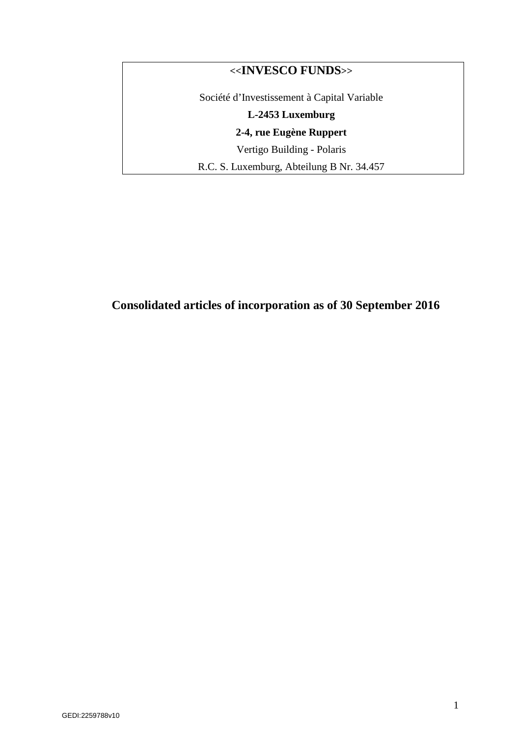**<<INVESCO FUNDS>>**

Société d'Investissement à Capital Variable

**L-2453 Luxemburg**

**2-4, rue Eugène Ruppert**

Vertigo Building - Polaris

R.C. S. Luxemburg, Abteilung B Nr. 34.457

# Consolidated articles of incorporation as of 30 September 2016

GEDI:2259788v10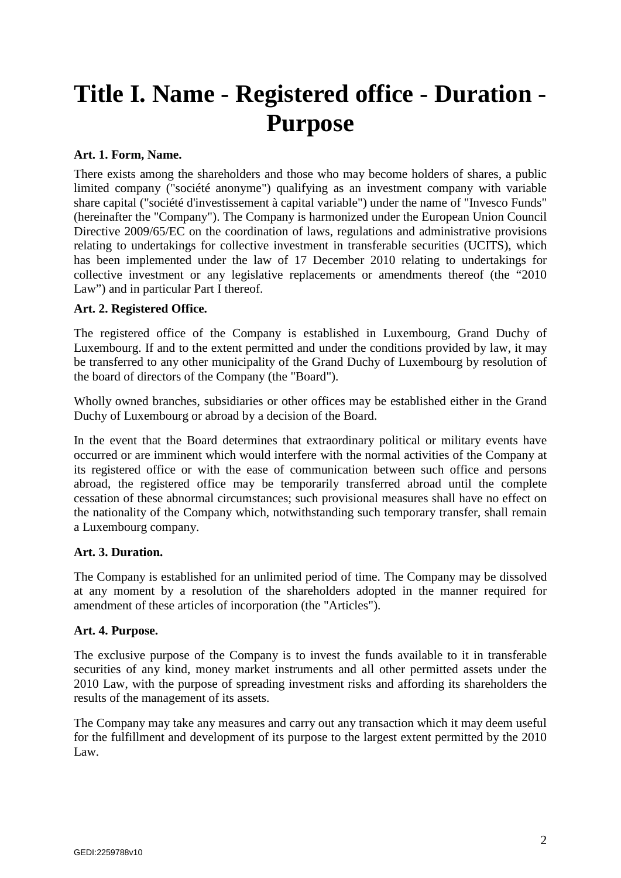# Title I. Name - Registered office - Duration - Purpose

**Art. 1. Form, Name.**

There exists among the shareholders and those who may become holders of shares, a public limited company ("société anonyme") qualifying as an investment company with variable share capital ("société d'investissement à capital variable") under the name of "Invesco Funds" (hereinafter the "Company"). The Company is harmonized under the European Union Council Directive 2009/65/EC on the coordination of laws, regulations and administrative provisions relating to undertakings for collective investment in transferable securities (UCITS), which has been implemented under the law of 17 December 2010 relating to undertakings for collective investment or any legislative replacements or amendments thereof (the "2010 Law") and in particular Part I thereof.

**Art. 2. Registered Office.**

The registered office of the Company is established in Luxembourg, Grand Duchy of Luxembourg. If and to the extent permitted and under the conditions provided by law, it may be transferred to any other municipality of the Grand Duchy of Luxembourg by resolution of the board of directors of the Company (the "Board").

Wholly owned branches, subsidiaries or other offices may be established either in the Grand Duchy of Luxembourg or abroad by a decision of the Board.

In the event that the Board determines that extraordinary political or military events have occurred or are imminent which would interfere with the normal activities of the Company at its registered office or with the ease of communication between such office and persons abroad, the registered office may be temporarily transferred abroad until the complete cessation of these abnormal circumstances; such provisional measures shall have no effect on the nationality of the Company which, notwithstanding such temporary transfer, shall remain a Luxembourg company.

**Art. 3. Duration.**

The Company is established for an unlimited period of time. The Company may be dissolved at any moment by a resolution of the shareholders adopted in the manner required for amendment of these articles of incorporation (the "Articles").

**Art. 4. Purpose.**

The exclusive purpose of the Company is to invest the funds available to it in transferable securities of any kind, money market instruments and all other permitted assets under the 2010 Law, with the purpose of spreading investment risks and affording its shareholders the results of the management of its assets.

The Company may take any measures and carry out any transaction which it may deem useful for the fulfillment and development of its purpose to the largest extent permitted by the 2010 Law.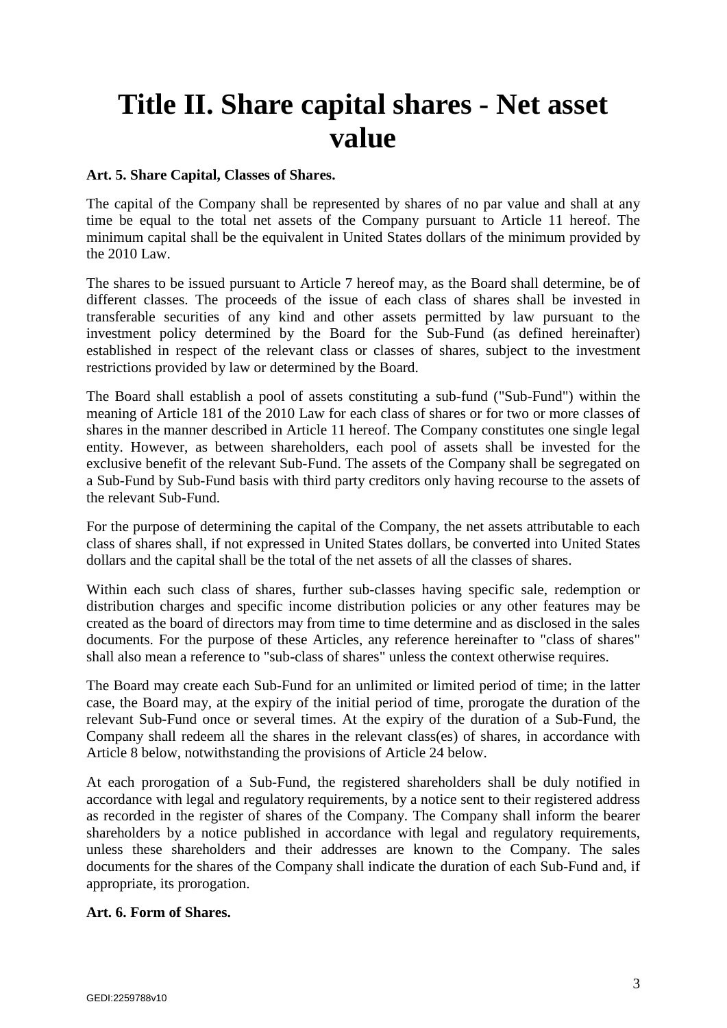# Title II. Share capital shares - Net asset value

**Art. 5. Share Capital, Classes of Shares.**

The capital of the Company shall be represented by shares of no par value and shall at any time be equal to the total net assets of the Company pursuant to Article 11 hereof. The minimum capital shall be the equivalent in United States dollars of the minimum provided by the 2010 Law.

The shares to be issued pursuant to Article 7 hereof may, as the Board shall determine, be of different classes. The proceeds of the issue of each class of shares shall be invested in transferable securities of any kind and other assets permitted by law pursuant to the investment policy determined by the Board for the Sub-Fund (as defined hereinafter) established in respect of the relevant class or classes of shares, subject to the investment restrictions provided by law or determined by the Board.

The Board shall establish a pool of assets constituting a sub-fund ("Sub-Fund") within the meaning of Article 181 of the 2010 Law for each class of shares or for two or more classes of shares in the manner described in Article 11 hereof. The Company constitutes one single legal entity. However, as between shareholders, each pool of assets shall be invested for the exclusive benefit of the relevant Sub-Fund. The assets of the Company shall be segregated on a Sub-Fund by Sub-Fund basis with third party creditors only having recourse to the assets of the relevant Sub-Fund.

For the purpose of determining the capital of the Company, the net assets attributable to each class of shares shall, if not expressed in United States dollars, be converted into United States dollars and the capital shall be the total of the net assets of all the classes of shares.

Within each such class of shares, further sub-classes having specific sale, redemption or distribution charges and specific income distribution policies or any other features may be created as the board of directors may from time to time determine and as disclosed in the sales documents. For the purpose of these Articles, any reference hereinafter to "class of shares" shall also mean a reference to "sub-class of shares" unless the context otherwise requires.

The Board may create each Sub-Fund for an unlimited or limited period of time; in the latter case, the Board may, at the expiry of the initial period of time, prorogate the duration of the relevant Sub-Fund once or several times. At the expiry of the duration of a Sub-Fund, the Company shall redeem all the shares in the relevant class(es) of shares, in accordance with Article 8 below, notwithstanding the provisions of Article 24 below.

At each prorogation of a Sub-Fund, the registered shareholders shall be duly notified in accordance with legal and regulatory requirements, by a notice sent to their registered address as recorded in the register of shares of the Company. The Company shall inform the bearer shareholders by a notice published in accordance with legal and regulatory requirements, unless these shareholders and their addresses are known to the Company. The sales documents for the shares of the Company shall indicate the duration of each Sub-Fund and, if appropriate, its prorogation.

**Art. 6. Form of Shares.**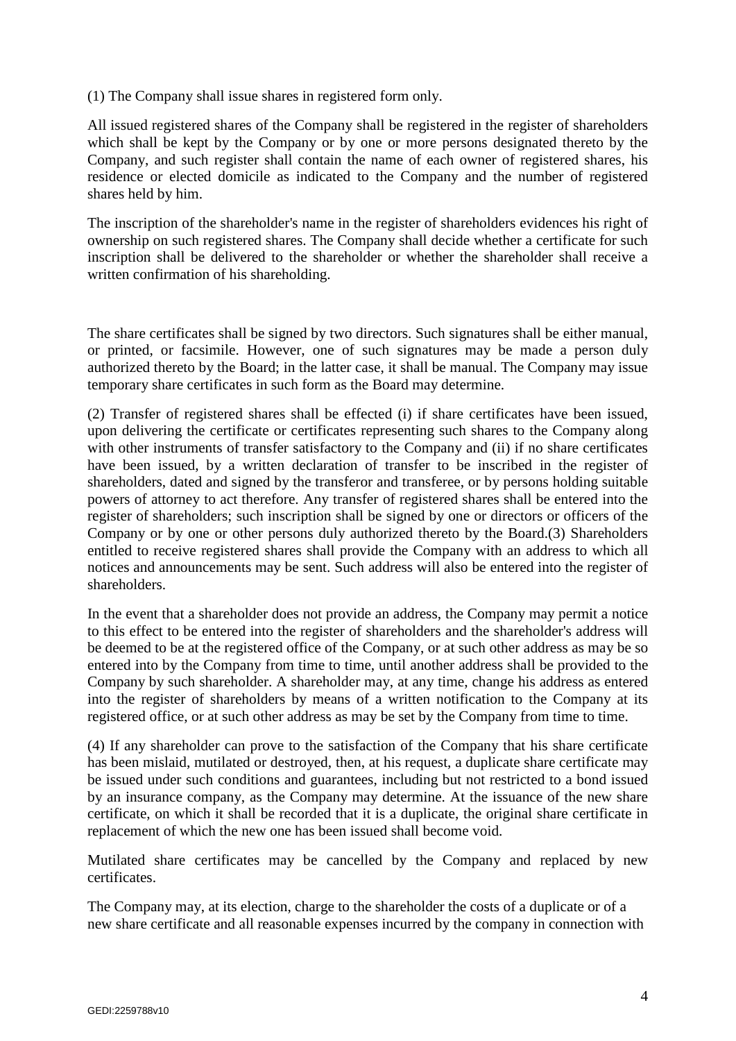(1) The Company shall issue shares in registered form only.

All issued registered shares of the Company shall be registered in the register of shareholders which shall be kept by the Company or by one or more persons designated thereto by the Company, and such register shall contain the name of each owner of registered shares, his residence or elected domicile as indicated to the Company and the number of registered shares held by him.

The inscription of the shareholder's name in the register of shareholders evidences his right of ownership on such registered shares. The Company shall decide whether a certificate for such inscription shall be delivered to the shareholder or whether the shareholder shall receive a written confirmation of his shareholding.

The share certificates shall be signed by two directors. Such signatures shall be either manual, or printed, or facsimile. However, one of such signatures may be made a person duly authorized thereto by the Board; in the latter case, it shall be manual. The Company may issue temporary share certificates in such form as the Board may determine.

(2) Transfer of registered shares shall be effected (i) if share certificates have been issued, upon delivering the certificate or certificates representing such shares to the Company along with other instruments of transfer satisfactory to the Company and (ii) if no share certificates have been issued, by a written declaration of transfer to be inscribed in the register of shareholders, dated and signed by the transferor and transferee, or by persons holding suitable powers of attorney to act therefore. Any transfer of registered shares shall be entered into the register of shareholders; such inscription shall be signed by one or directors or officers of the Company or by one or other persons duly authorized thereto by the Board.(3) Shareholders entitled to receive registered shares shall provide the Company with an address to which all notices and announcements may be sent. Such address will also be entered into the register of shareholders.

In the event that a shareholder does not provide an address, the Company may permit a notice to this effect to be entered into the register of shareholders and the shareholder's address will be deemed to be at the registered office of the Company, or at such other address as may be so entered into by the Company from time to time, until another address shall be provided to the Company by such shareholder. A shareholder may, at any time, change his address as entered into the register of shareholders by means of a written notification to the Company at its registered office, or at such other address as may be set by the Company from time to time.

(4) If any shareholder can prove to the satisfaction of the Company that his share certificate has been mislaid, mutilated or destroyed, then, at his request, a duplicate share certificate may be issued under such conditions and guarantees, including but not restricted to a bond issued by an insurance company, as the Company may determine. At the issuance of the new share certificate, on which it shall be recorded that it is a duplicate, the original share certificate in replacement of which the new one has been issued shall become void.

Mutilated share certificates may be cancelled by the Company and replaced by new certificates.

The Company may, at its election, charge to the shareholder the costs of a duplicate or of a new share certificate and all reasonable expenses incurred by the company in connection with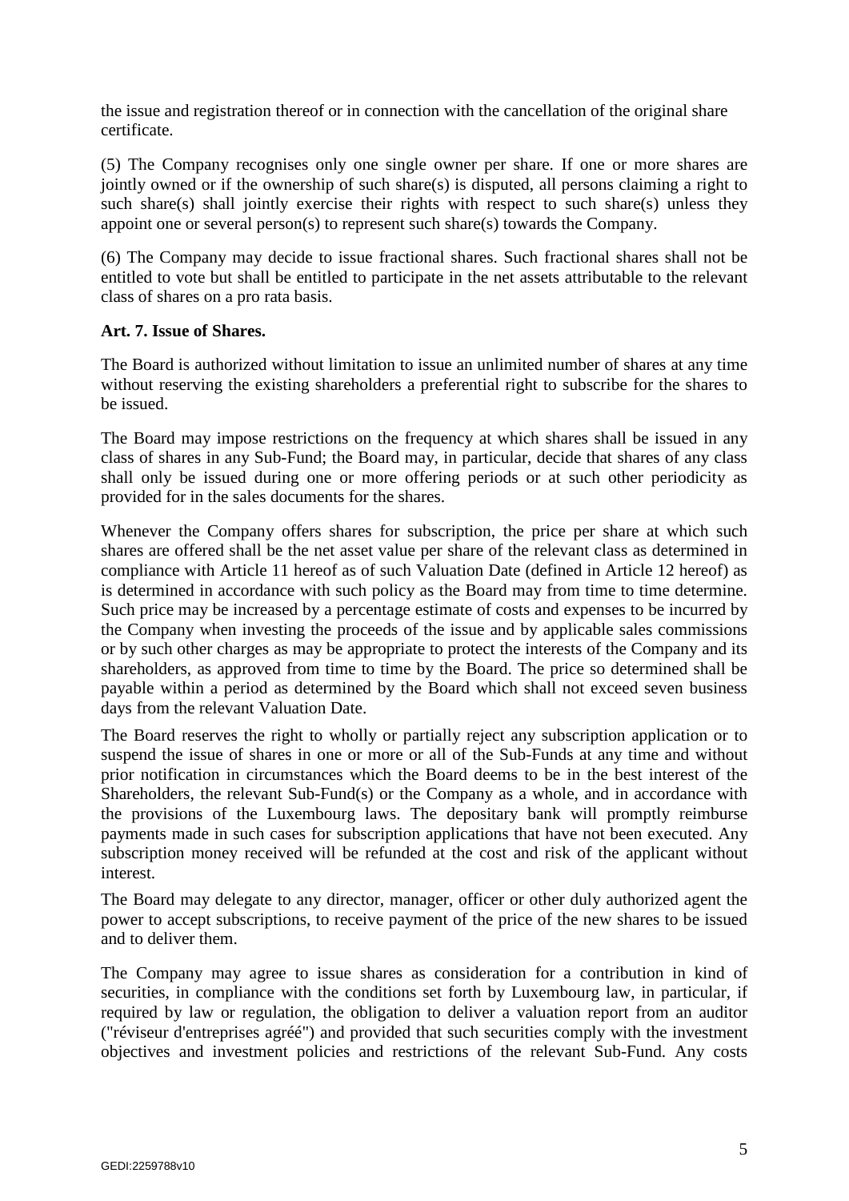the issue and registration thereof or in connection with the cancellation of the original share certificate.

(5) The Company recognises only one single owner per share. If one or more shares are jointly owned or if the ownership of such share(s) is disputed, all persons claiming a right to such share(s) shall jointly exercise their rights with respect to such share(s) unless they appoint one or several person(s) to represent such share(s) towards the Company.

(6) The Company may decide to issue fractional shares. Such fractional shares shall not be entitled to vote but shall be entitled to participate in the net assets attributable to the relevant class of shares on a pro rata basis.

**Art. 7. Issue of Shares.**

The Board is authorized without limitation to issue an unlimited number of shares at any time without reserving the existing shareholders a preferential right to subscribe for the shares to be issued.

The Board may impose restrictions on the frequency at which shares shall be issued in any class of shares in any Sub-Fund; the Board may, in particular, decide that shares of any class shall only be issued during one or more offering periods or at such other periodicity as provided for in the sales documents for the shares.

Whenever the Company offers shares for subscription, the price per share at which such shares are offered shall be the net asset value per share of the relevant class as determined in compliance with Article 11 hereof as of such Valuation Date (defined in Article 12 hereof) as is determined in accordance with such policy as the Board may from time to time determine. Such price may be increased by a percentage estimate of costs and expenses to be incurred by the Company when investing the proceeds of the issue and by applicable sales commissions or by such other charges as may be appropriate to protect the interests of the Company and its shareholders, as approved from time to time by the Board. The price so determined shall be payable within a period as determined by the Board which shall not exceed seven business days from the relevant Valuation Date.

The Board reserves the right to wholly or partially reject any subscription application or to suspend the issue of shares in one or more or all of the Sub-Funds at any time and without prior notification in circumstances which the Board deems to be in the best interest of the Shareholders, the relevant Sub-Fund(s) or the Company as a whole, and in accordance with the provisions of the Luxembourg laws. The depositary bank will promptly reimburse payments made in such cases for subscription applications that have not been executed. Any subscription money received will be refunded at the cost and risk of the applicant without interest.

The Board may delegate to any director, manager, officer or other duly authorized agent the power to accept subscriptions, to receive payment of the price of the new shares to be issued and to deliver them.

The Company may agree to issue shares as consideration for a contribution in kind of securities, in compliance with the conditions set forth by Luxembourg law, in particular, if required by law or regulation, the obligation to deliver a valuation report from an auditor ("réviseur d'entreprises agréé") and provided that such securities comply with the investment objectives and investment policies and restrictions of the relevant Sub-Fund. Any costs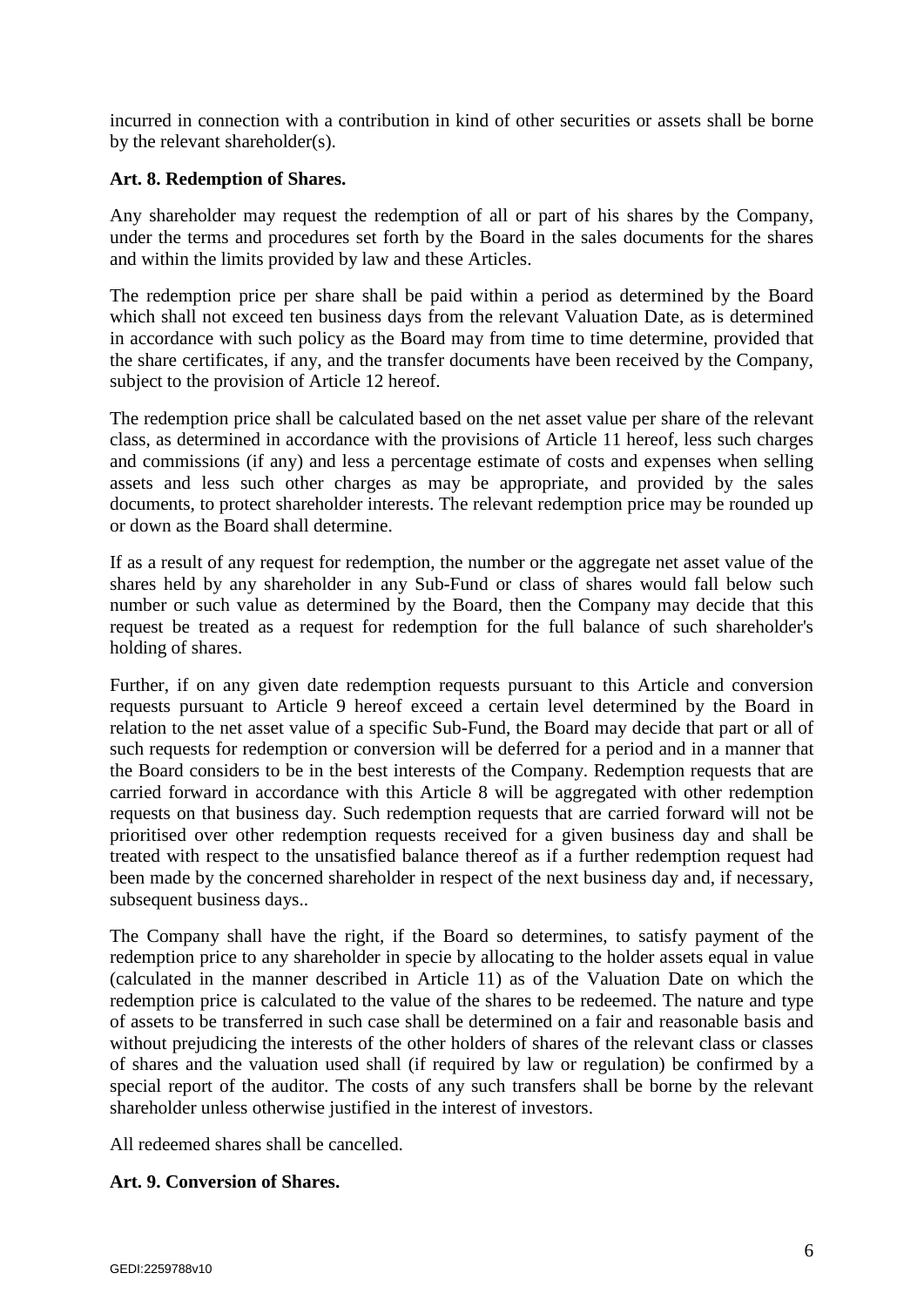incurred in connection with a contribution in kind of other securities or assets shall be borne by the relevant shareholder(s).

**Art. 8. Redemption of Shares.**

Any shareholder may request the redemption of all or part of his shares by the Company, under the terms and procedures set forth by the Board in the sales documents for the shares and within the limits provided by law and these Articles.

The redemption price per share shall be paid within a period as determined by the Board which shall not exceed ten business days from the relevant Valuation Date, as is determined in accordance with such policy as the Board may from time to time determine, provided that the share certificates, if any, and the transfer documents have been received by the Company, subject to the provision of Article 12 hereof.

The redemption price shall be calculated based on the net asset value per share of the relevant class, as determined in accordance with the provisions of Article 11 hereof, less such charges and commissions (if any) and less a percentage estimate of costs and expenses when selling assets and less such other charges as may be appropriate, and provided by the sales documents, to protect shareholder interests. The relevant redemption price may be rounded up or down as the Board shall determine.

If as a result of any request for redemption, the number or the aggregate net asset value of the shares held by any shareholder in any Sub-Fund or class of shares would fall below such number or such value as determined by the Board, then the Company may decide that this request be treated as a request for redemption for the full balance of such shareholder's holding of shares.

Further, if on any given date redemption requests pursuant to this Article and conversion requests pursuant to Article 9 hereof exceed a certain level determined by the Board in relation to the net asset value of a specific Sub-Fund, the Board may decide that part or all of such requests for redemption or conversion will be deferred for a period and in a manner that the Board considers to be in the best interests of the Company. Redemption requests that are carried forward in accordance with this Article 8 will be aggregated with other redemption requests on that business day. Such redemption requests that are carried forward will not be prioritised over other redemption requests received for a given business day and shall be treated with respect to the unsatisfied balance thereof as if a further redemption request had been made by the concerned shareholder in respect of the next business day and, if necessary, subsequent business days..

The Company shall have the right, if the Board so determines, to satisfy payment of the redemption price to any shareholder in specie by allocating to the holder assets equal in value (calculated in the manner described in Article 11) as of the Valuation Date on which the redemption price is calculated to the value of the shares to be redeemed. The nature and type of assets to be transferred in such case shall be determined on a fair and reasonable basis and without prejudicing the interests of the other holders of shares of the relevant class or classes of shares and the valuation used shall (if required by law or regulation) be confirmed by a special report of the auditor. The costs of any such transfers shall be borne by the relevant shareholder unless otherwise justified in the interest of investors.

All redeemed shares shall be cancelled.

**Art. 9. Conversion of Shares.**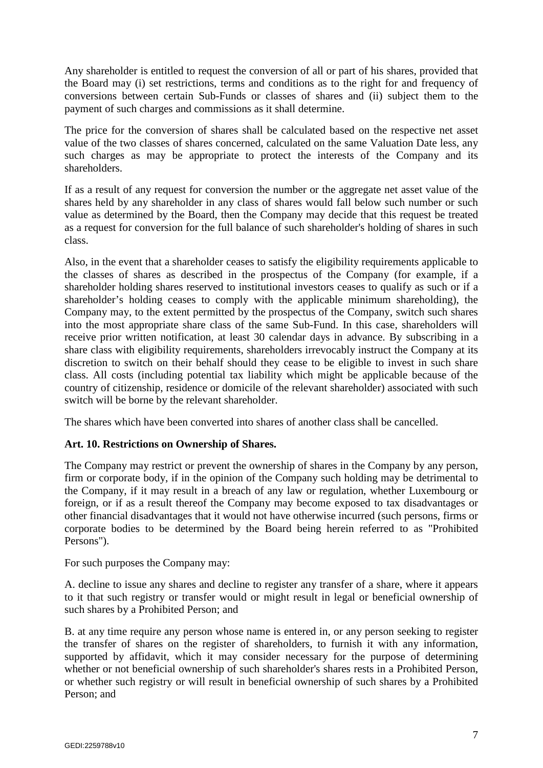Any shareholder is entitled to request the conversion of all or part of his shares, provided that the Board may (i) set restrictions, terms and conditions as to the right for and frequency of conversions between certain Sub-Funds or classes of shares and (ii) subject them to the payment of such charges and commissions as it shall determine.

The price for the conversion of shares shall be calculated based on the respective net asset value of the two classes of shares concerned, calculated on the same Valuation Date less, any such charges as may be appropriate to protect the interests of the Company and its shareholders.

If as a result of any request for conversion the number or the aggregate net asset value of the shares held by any shareholder in any class of shares would fall below such number or such value as determined by the Board, then the Company may decide that this request be treated as a request for conversion for the full balance of such shareholder's holding of shares in such class.

Also, in the event that a shareholder ceases to satisfy the eligibility requirements applicable to the classes of shares as described in the prospectus of the Company (for example, if a shareholder holding shares reserved to institutional investors ceases to qualify as such or if a shareholder's holding ceases to comply with the applicable minimum shareholding), the Company may, to the extent permitted by the prospectus of the Company, switch such shares into the most appropriate share class of the same Sub-Fund. In this case, shareholders will receive prior written notification, at least 30 calendar days in advance. By subscribing in a share class with eligibility requirements, shareholders irrevocably instruct the Company at its discretion to switch on their behalf should they cease to be eligible to invest in such share class. All costs (including potential tax liability which might be applicable because of the country of citizenship, residence or domicile of the relevant shareholder) associated with such switch will be borne by the relevant shareholder.

The shares which have been converted into shares of another class shall be cancelled.

**Art. 10. Restrictions on Ownership of Shares.**

The Company may restrict or prevent the ownership of shares in the Company by any person, firm or corporate body, if in the opinion of the Company such holding may be detrimental to the Company, if it may result in a breach of any law or regulation, whether Luxembourg or foreign, or if as a result thereof the Company may become exposed to tax disadvantages or other financial disadvantages that it would not have otherwise incurred (such persons, firms or corporate bodies to be determined by the Board being herein referred to as "Prohibited Persons").

For such purposes the Company may:

A. decline to issue any shares and decline to register any transfer of a share, where it appears to it that such registry or transfer would or might result in legal or beneficial ownership of such shares by a Prohibited Person; and

B. at any time require any person whose name is entered in, or any person seeking to register the transfer of shares on the register of shareholders, to furnish it with any information, supported by affidavit, which it may consider necessary for the purpose of determining whether or not beneficial ownership of such shareholder's shares rests in a Prohibited Person, or whether such registry or will result in beneficial ownership of such shares by a Prohibited Person; and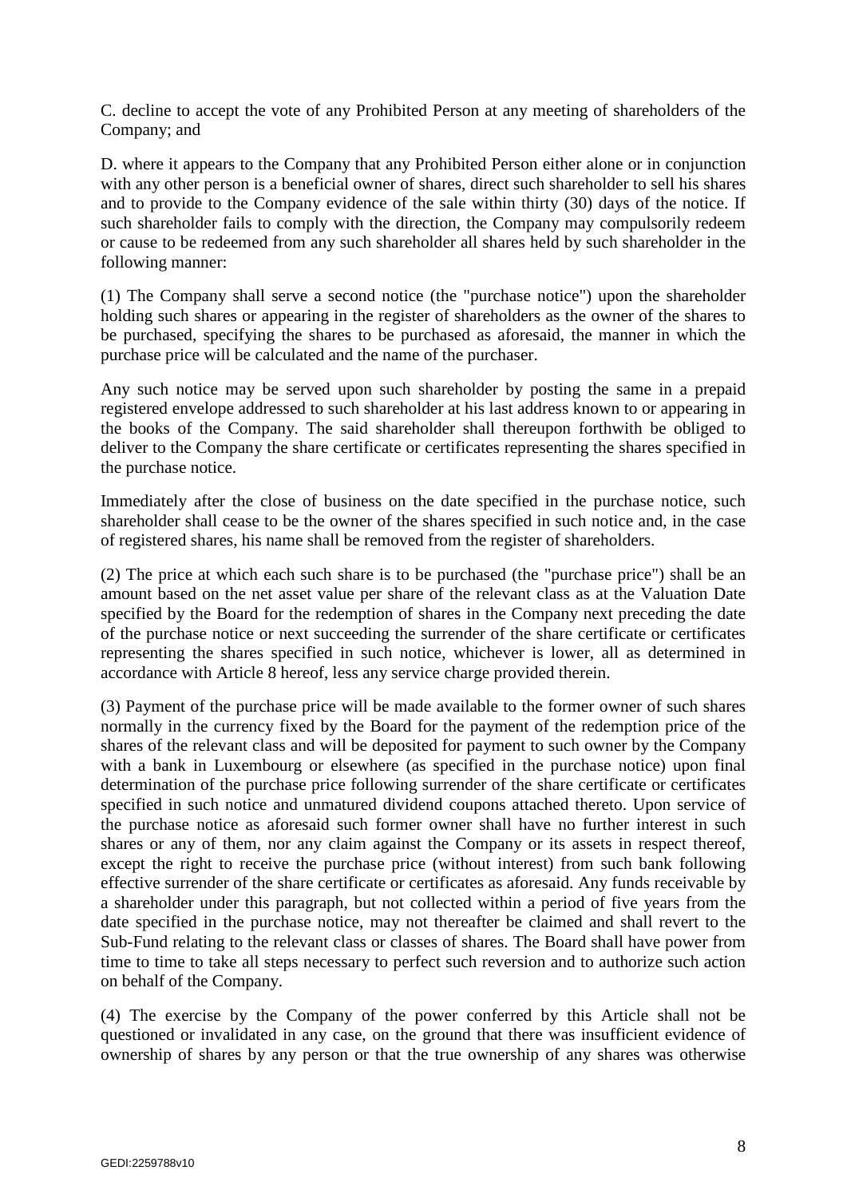C. decline to accept the vote of any Prohibited Person at any meeting of shareholders of the Company; and

D. where it appears to the Company that any Prohibited Person either alone or in conjunction with any other person is a beneficial owner of shares, direct such shareholder to sell his shares and to provide to the Company evidence of the sale within thirty (30) days of the notice. If such shareholder fails to comply with the direction, the Company may compulsorily redeem or cause to be redeemed from any such shareholder all shares held by such shareholder in the following manner:

(1) The Company shall serve a second notice (the "purchase notice") upon the shareholder holding such shares or appearing in the register of shareholders as the owner of the shares to be purchased, specifying the shares to be purchased as aforesaid, the manner in which the purchase price will be calculated and the name of the purchaser.

Any such notice may be served upon such shareholder by posting the same in a prepaid registered envelope addressed to such shareholder at his last address known to or appearing in the books of the Company. The said shareholder shall thereupon forthwith be obliged to deliver to the Company the share certificate or certificates representing the shares specified in the purchase notice.

Immediately after the close of business on the date specified in the purchase notice, such shareholder shall cease to be the owner of the shares specified in such notice and, in the case of registered shares, his name shall be removed from the register of shareholders.

(2) The price at which each such share is to be purchased (the "purchase price") shall be an amount based on the net asset value per share of the relevant class as at the Valuation Date specified by the Board for the redemption of shares in the Company next preceding the date of the purchase notice or next succeeding the surrender of the share certificate or certificates representing the shares specified in such notice, whichever is lower, all as determined in accordance with Article 8 hereof, less any service charge provided therein.

(3) Payment of the purchase price will be made available to the former owner of such shares normally in the currency fixed by the Board for the payment of the redemption price of the shares of the relevant class and will be deposited for payment to such owner by the Company with a bank in Luxembourg or elsewhere (as specified in the purchase notice) upon final determination of the purchase price following surrender of the share certificate or certificates specified in such notice and unmatured dividend coupons attached thereto. Upon service of the purchase notice as aforesaid such former owner shall have no further interest in such shares or any of them, nor any claim against the Company or its assets in respect thereof, except the right to receive the purchase price (without interest) from such bank following effective surrender of the share certificate or certificates as aforesaid. Any funds receivable by a shareholder under this paragraph, but not collected within a period of five years from the date specified in the purchase notice, may not thereafter be claimed and shall revert to the Sub-Fund relating to the relevant class or classes of shares. The Board shall have power from time to time to take all steps necessary to perfect such reversion and to authorize such action on behalf of the Company.

(4) The exercise by the Company of the power conferred by this Article shall not be questioned or invalidated in any case, on the ground that there was insufficient evidence of ownership of shares by any person or that the true ownership of any shares was otherwise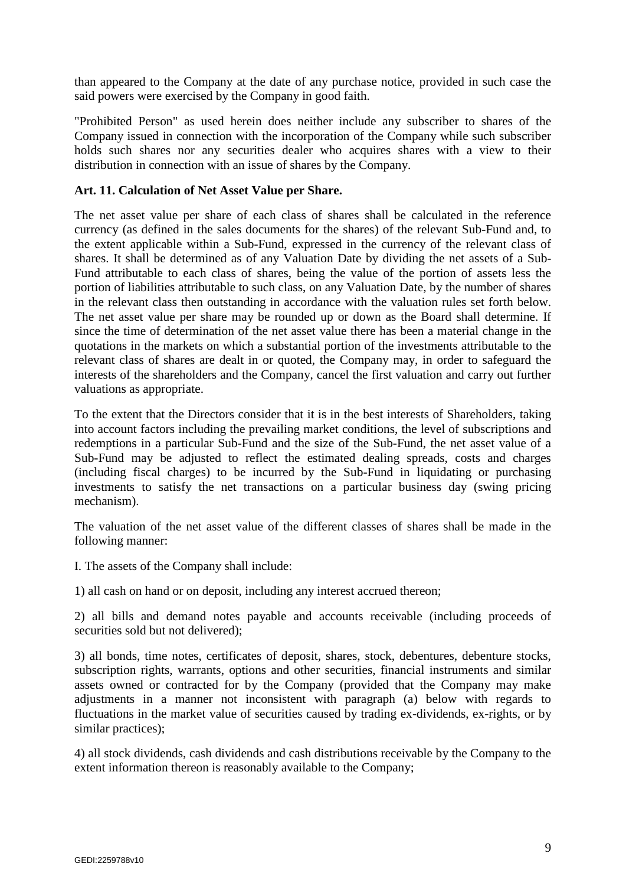than appeared to the Company at the date of any purchase notice, provided in such case the said powers were exercised by the Company in good faith.

"Prohibited Person" as used herein does neither include any subscriber to shares of the Company issued in connection with the incorporation of the Company while such subscriber holds such shares nor any securities dealer who acquires shares with a view to their distribution in connection with an issue of shares by the Company.

**Art. 11. Calculation of Net Asset Value per Share.**

The net asset value per share of each class of shares shall be calculated in the reference currency (as defined in the sales documents for the shares) of the relevant Sub-Fund and, to the extent applicable within a Sub-Fund, expressed in the currency of the relevant class of shares. It shall be determined as of any Valuation Date by dividing the net assets of a Sub-Fund attributable to each class of shares, being the value of the portion of assets less the portion of liabilities attributable to such class, on any Valuation Date, by the number of shares in the relevant class then outstanding in accordance with the valuation rules set forth below. The net asset value per share may be rounded up or down as the Board shall determine. If since the time of determination of the net asset value there has been a material change in the quotations in the markets on which a substantial portion of the investments attributable to the relevant class of shares are dealt in or quoted, the Company may, in order to safeguard the interests of the shareholders and the Company, cancel the first valuation and carry out further valuations as appropriate.

To the extent that the Directors consider that it is in the best interests of Shareholders, taking into account factors including the prevailing market conditions, the level of subscriptions and redemptions in a particular Sub-Fund and the size of the Sub-Fund, the net asset value of a Sub-Fund may be adjusted to reflect the estimated dealing spreads, costs and charges (including fiscal charges) to be incurred by the Sub-Fund in liquidating or purchasing investments to satisfy the net transactions on a particular business day (swing pricing mechanism).

The valuation of the net asset value of the different classes of shares shall be made in the following manner:

I. The assets of the Company shall include:

1) all cash on hand or on deposit, including any interest accrued thereon;

2) all bills and demand notes payable and accounts receivable (including proceeds of securities sold but not delivered);

3) all bonds, time notes, certificates of deposit, shares, stock, debentures, debenture stocks, subscription rights, warrants, options and other securities, financial instruments and similar assets owned or contracted for by the Company (provided that the Company may make adjustments in a manner not inconsistent with paragraph (a) below with regards to fluctuations in the market value of securities caused by trading ex-dividends, ex-rights, or by similar practices);

4) all stock dividends, cash dividends and cash distributions receivable by the Company to the extent information thereon is reasonably available to the Company;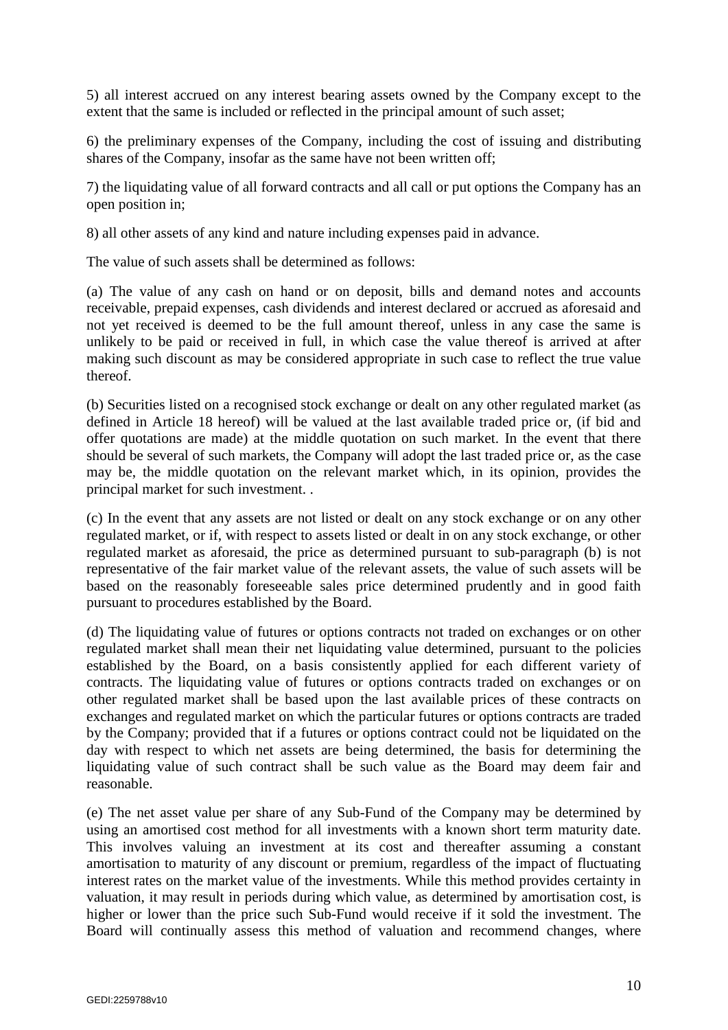5) all interest accrued on any interest bearing assets owned by the Company except to the extent that the same is included or reflected in the principal amount of such asset;

6) the preliminary expenses of the Company, including the cost of issuing and distributing shares of the Company, insofar as the same have not been written off;

7) the liquidating value of all forward contracts and all call or put options the Company has an open position in;

8) all other assets of any kind and nature including expenses paid in advance.

The value of such assets shall be determined as follows:

(a) The value of any cash on hand or on deposit, bills and demand notes and accounts receivable, prepaid expenses, cash dividends and interest declared or accrued as aforesaid and not yet received is deemed to be the full amount thereof, unless in any case the same is unlikely to be paid or received in full, in which case the value thereof is arrived at after making such discount as may be considered appropriate in such case to reflect the true value thereof.

(b) Securities listed on a recognised stock exchange or dealt on any other regulated market (as defined in Article 18 hereof) will be valued at the last available traded price or, (if bid and offer quotations are made) at the middle quotation on such market. In the event that there should be several of such markets, the Company will adopt the last traded price or, as the case may be, the middle quotation on the relevant market which, in its opinion, provides the principal market for such investment. .

(c) In the event that any assets are not listed or dealt on any stock exchange or on any other regulated market, or if, with respect to assets listed or dealt in on any stock exchange, or other regulated market as aforesaid, the price as determined pursuant to sub-paragraph (b) is not representative of the fair market value of the relevant assets, the value of such assets will be based on the reasonably foreseeable sales price determined prudently and in good faith pursuant to procedures established by the Board.

(d) The liquidating value of futures or options contracts not traded on exchanges or on other regulated market shall mean their net liquidating value determined, pursuant to the policies established by the Board, on a basis consistently applied for each different variety of contracts. The liquidating value of futures or options contracts traded on exchanges or on other regulated market shall be based upon the last available prices of these contracts on exchanges and regulated market on which the particular futures or options contracts are traded by the Company; provided that if a futures or options contract could not be liquidated on the day with respect to which net assets are being determined, the basis for determining the liquidating value of such contract shall be such value as the Board may deem fair and reasonable.

(e) The net asset value per share of any Sub-Fund of the Company may be determined by using an amortised cost method for all investments with a known short term maturity date. This involves valuing an investment at its cost and thereafter assuming a constant amortisation to maturity of any discount or premium, regardless of the impact of fluctuating interest rates on the market value of the investments. While this method provides certainty in valuation, it may result in periods during which value, as determined by amortisation cost, is higher or lower than the price such Sub-Fund would receive if it sold the investment. The Board will continually assess this method of valuation and recommend changes, where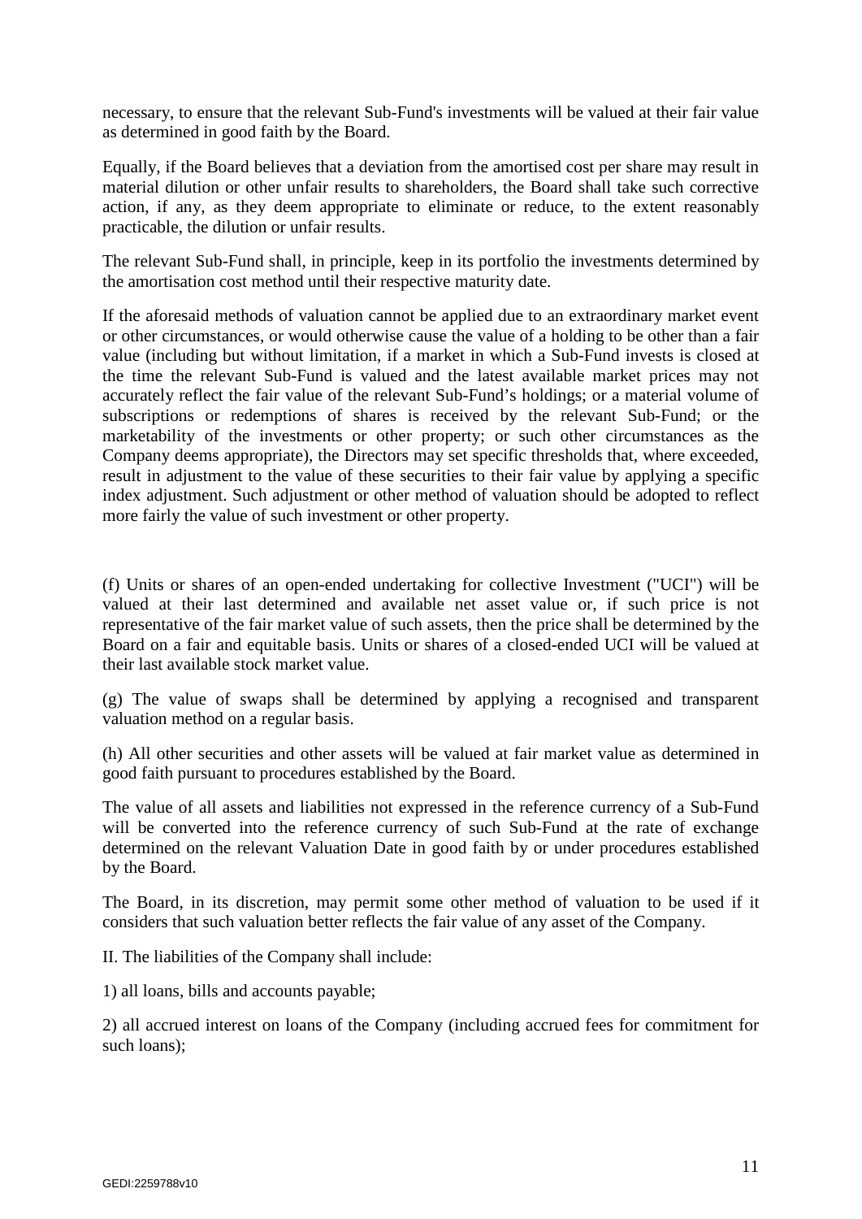necessary, to ensure that the relevant Sub-Fund's investments will be valued at their fair value as determined in good faith by the Board.

Equally, if the Board believes that a deviation from the amortised cost per share may result in material dilution or other unfair results to shareholders, the Board shall take such corrective action, if any, as they deem appropriate to eliminate or reduce, to the extent reasonably practicable, the dilution or unfair results.

The relevant Sub-Fund shall, in principle, keep in its portfolio the investments determined by the amortisation cost method until their respective maturity date.

If the aforesaid methods of valuation cannot be applied due to an extraordinary market event or other circumstances, or would otherwise cause the value of a holding to be other than a fair value (including but without limitation, if a market in which a Sub-Fund invests is closed at the time the relevant Sub-Fund is valued and the latest available market prices may not accurately reflect the fair value of the relevant Sub-Fund's holdings; or a material volume of subscriptions or redemptions of shares is received by the relevant Sub-Fund; or the marketability of the investments or other property; or such other circumstances as the Company deems appropriate), the Directors may set specific thresholds that, where exceeded, result in adjustment to the value of these securities to their fair value by applying a specific index adjustment. Such adjustment or other method of valuation should be adopted to reflect more fairly the value of such investment or other property.

(f) Units or shares of an open-ended undertaking for collective Investment ("UCI") will be valued at their last determined and available net asset value or, if such price is not representative of the fair market value of such assets, then the price shall be determined by the Board on a fair and equitable basis. Units or shares of a closed-ended UCI will be valued at their last available stock market value.

(g) The value of swaps shall be determined by applying a recognised and transparent valuation method on a regular basis.

(h) All other securities and other assets will be valued at fair market value as determined in good faith pursuant to procedures established by the Board.

The value of all assets and liabilities not expressed in the reference currency of a Sub-Fund will be converted into the reference currency of such Sub-Fund at the rate of exchange determined on the relevant Valuation Date in good faith by or under procedures established by the Board.

The Board, in its discretion, may permit some other method of valuation to be used if it considers that such valuation better reflects the fair value of any asset of the Company.

II. The liabilities of the Company shall include:

1) all loans, bills and accounts payable;

2) all accrued interest on loans of the Company (including accrued fees for commitment for such loans);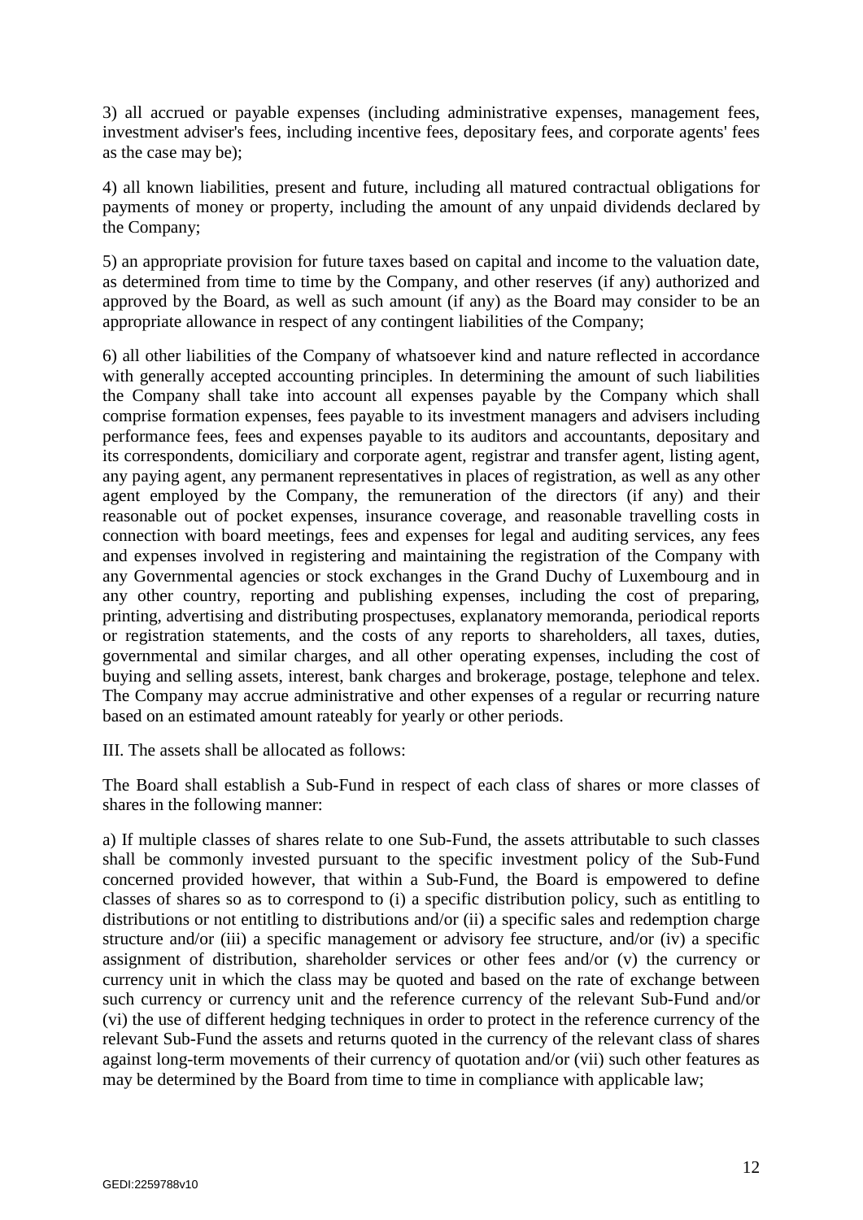3) all accrued or payable expenses (including administrative expenses, management fees, investment adviser's fees, including incentive fees, depositary fees, and corporate agents' fees as the case may be);

4) all known liabilities, present and future, including all matured contractual obligations for payments of money or property, including the amount of any unpaid dividends declared by the Company;

5) an appropriate provision for future taxes based on capital and income to the valuation date, as determined from time to time by the Company, and other reserves (if any) authorized and approved by the Board, as well as such amount (if any) as the Board may consider to be an appropriate allowance in respect of any contingent liabilities of the Company;

6) all other liabilities of the Company of whatsoever kind and nature reflected in accordance with generally accepted accounting principles. In determining the amount of such liabilities the Company shall take into account all expenses payable by the Company which shall comprise formation expenses, fees payable to its investment managers and advisers including performance fees, fees and expenses payable to its auditors and accountants, depositary and its correspondents, domiciliary and corporate agent, registrar and transfer agent, listing agent, any paying agent, any permanent representatives in places of registration, as well as any other agent employed by the Company, the remuneration of the directors (if any) and their reasonable out of pocket expenses, insurance coverage, and reasonable travelling costs in connection with board meetings, fees and expenses for legal and auditing services, any fees and expenses involved in registering and maintaining the registration of the Company with any Governmental agencies or stock exchanges in the Grand Duchy of Luxembourg and in any other country, reporting and publishing expenses, including the cost of preparing, printing, advertising and distributing prospectuses, explanatory memoranda, periodical reports or registration statements, and the costs of any reports to shareholders, all taxes, duties, governmental and similar charges, and all other operating expenses, including the cost of buying and selling assets, interest, bank charges and brokerage, postage, telephone and telex. The Company may accrue administrative and other expenses of a regular or recurring nature based on an estimated amount rateably for yearly or other periods.

III. The assets shall be allocated as follows:

The Board shall establish a Sub-Fund in respect of each class of shares or more classes of shares in the following manner:

a) If multiple classes of shares relate to one Sub-Fund, the assets attributable to such classes shall be commonly invested pursuant to the specific investment policy of the Sub-Fund concerned provided however, that within a Sub-Fund, the Board is empowered to define classes of shares so as to correspond to (i) a specific distribution policy, such as entitling to distributions or not entitling to distributions and/or (ii) a specific sales and redemption charge structure and/or (iii) a specific management or advisory fee structure, and/or (iv) a specific assignment of distribution, shareholder services or other fees and/or (v) the currency or currency unit in which the class may be quoted and based on the rate of exchange between such currency or currency unit and the reference currency of the relevant Sub-Fund and/or (vi) the use of different hedging techniques in order to protect in the reference currency of the relevant Sub-Fund the assets and returns quoted in the currency of the relevant class of shares against long-term movements of their currency of quotation and/or (vii) such other features as may be determined by the Board from time to time in compliance with applicable law;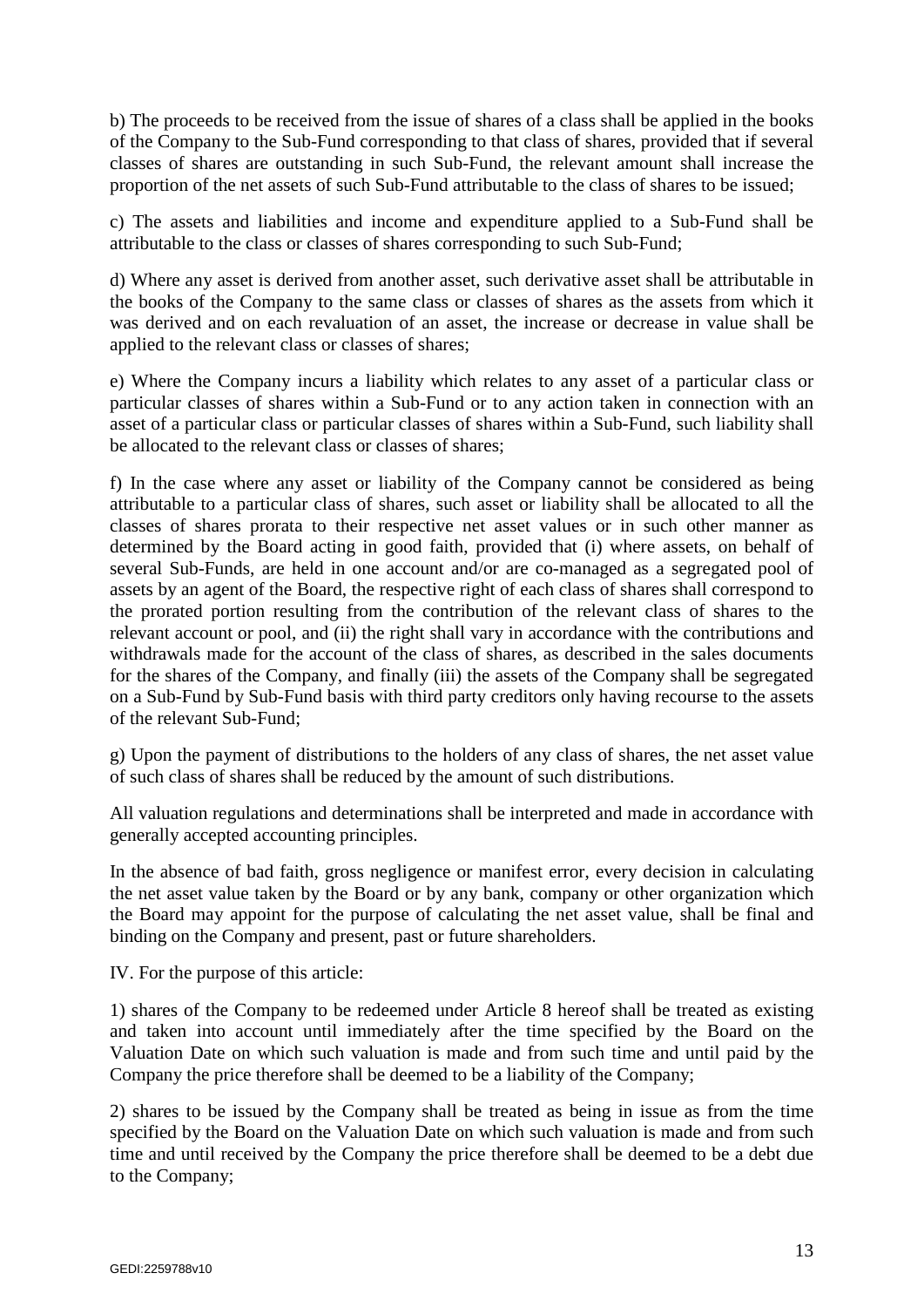b) The proceeds to be received from the issue of shares of a class shall be applied in the books of the Company to the Sub-Fund corresponding to that class of shares, provided that if several classes of shares are outstanding in such Sub-Fund, the relevant amount shall increase the proportion of the net assets of such Sub-Fund attributable to the class of shares to be issued;

c) The assets and liabilities and income and expenditure applied to a Sub-Fund shall be attributable to the class or classes of shares corresponding to such Sub-Fund;

d) Where any asset is derived from another asset, such derivative asset shall be attributable in the books of the Company to the same class or classes of shares as the assets from which it was derived and on each revaluation of an asset, the increase or decrease in value shall be applied to the relevant class or classes of shares;

e) Where the Company incurs a liability which relates to any asset of a particular class or particular classes of shares within a Sub-Fund or to any action taken in connection with an asset of a particular class or particular classes of shares within a Sub-Fund, such liability shall be allocated to the relevant class or classes of shares;

f) In the case where any asset or liability of the Company cannot be considered as being attributable to a particular class of shares, such asset or liability shall be allocated to all the classes of shares prorata to their respective net asset values or in such other manner as determined by the Board acting in good faith, provided that (i) where assets, on behalf of several Sub-Funds, are held in one account and/or are co-managed as a segregated pool of assets by an agent of the Board, the respective right of each class of shares shall correspond to the prorated portion resulting from the contribution of the relevant class of shares to the relevant account or pool, and (ii) the right shall vary in accordance with the contributions and withdrawals made for the account of the class of shares, as described in the sales documents for the shares of the Company, and finally (iii) the assets of the Company shall be segregated on a Sub-Fund by Sub-Fund basis with third party creditors only having recourse to the assets of the relevant Sub-Fund;

g) Upon the payment of distributions to the holders of any class of shares, the net asset value of such class of shares shall be reduced by the amount of such distributions.

All valuation regulations and determinations shall be interpreted and made in accordance with generally accepted accounting principles.

In the absence of bad faith, gross negligence or manifest error, every decision in calculating the net asset value taken by the Board or by any bank, company or other organization which the Board may appoint for the purpose of calculating the net asset value, shall be final and binding on the Company and present, past or future shareholders.

IV. For the purpose of this article:

1) shares of the Company to be redeemed under Article 8 hereof shall be treated as existing and taken into account until immediately after the time specified by the Board on the Valuation Date on which such valuation is made and from such time and until paid by the Company the price therefore shall be deemed to be a liability of the Company;

2) shares to be issued by the Company shall be treated as being in issue as from the time specified by the Board on the Valuation Date on which such valuation is made and from such time and until received by the Company the price therefore shall be deemed to be a debt due to the Company;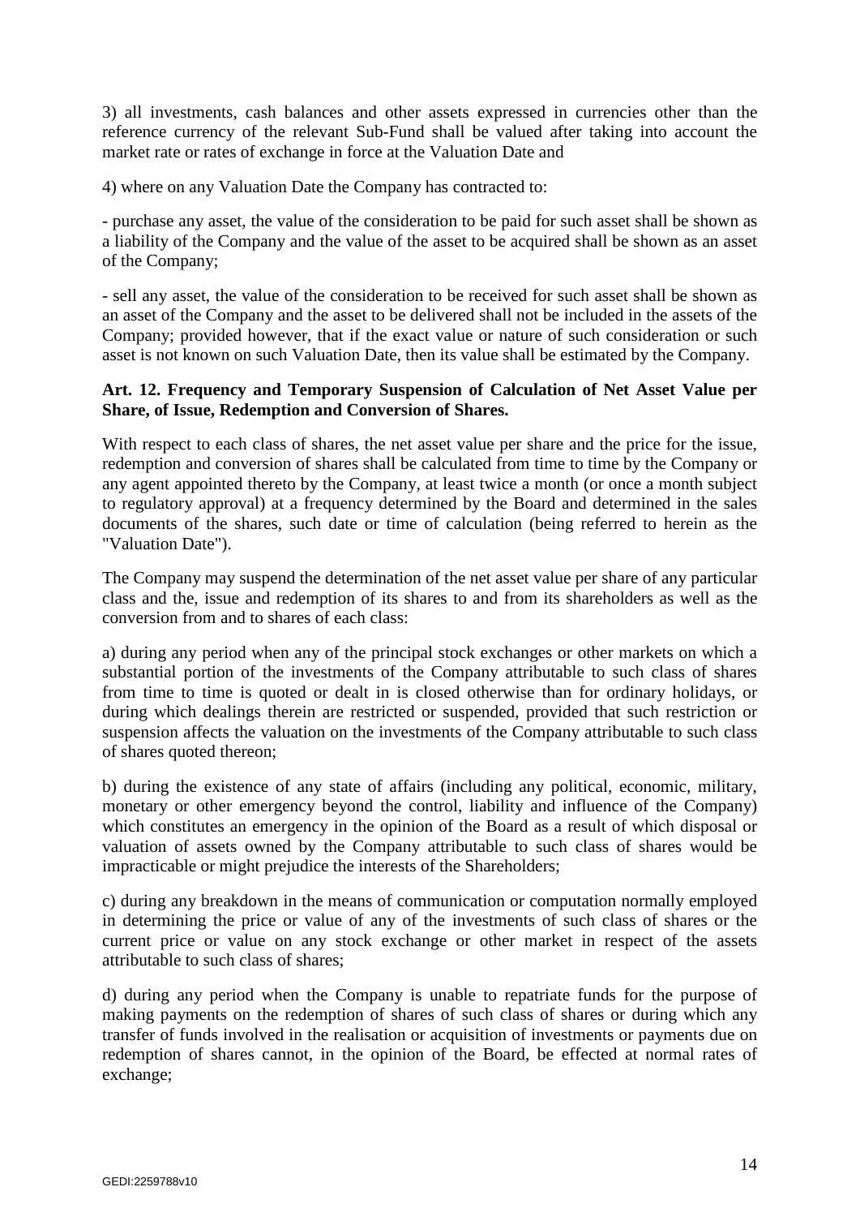3) all investments, cash balances and other assets expressed in currencies other than the reference currency of the relevant Sub-Fund shall be valued after taking into account the market rate or rates of exchange in force at the Valuation Date and

4) where on any Valuation Date the Company has contracted to:

- purchase any asset, the value of the consideration to be paid for such asset shall be shown as a liability of the Company and the value of the asset to be acquired shall be shown as an asset of the Company;

- sell any asset, the value of the consideration to be received for such asset shall be shown as an asset of the Company and the asset to be delivered shall not be included in the assets of the Company; provided however, that if the exact value or nature of such consideration or such asset is not known on such Valuation Date, then its value shall be estimated by the Company.

**Art. 12. Frequency and Temporary Suspension of Calculation of Net Asset Value per Share, of Issue, Redemption and Conversion of Shares.**

With respect to each class of shares, the net asset value per share and the price for the issue, redemption and conversion of shares shall be calculated from time to time by the Company or any agent appointed thereto by the Company, at least twice a month (or once a month subject to regulatory approval) at a frequency determined by the Board and determined in the sales documents of the shares, such date or time of calculation (being referred to herein as the "Valuation Date").

The Company may suspend the determination of the net asset value per share of any particular class and the, issue and redemption of its shares to and from its shareholders as well as the conversion from and to shares of each class:

a) during any period when any of the principal stock exchanges or other markets on which a substantial portion of the investments of the Company attributable to such class of shares from time to time is quoted or dealt in is closed otherwise than for ordinary holidays, or during which dealings therein are restricted or suspended, provided that such restriction or suspension affects the valuation on the investments of the Company attributable to such class of shares quoted thereon;

b) during the existence of any state of affairs (including any political, economic, military, monetary or other emergency beyond the control, liability and influence of the Company) which constitutes an emergency in the opinion of the Board as a result of which disposal or valuation of assets owned by the Company attributable to such class of shares would be impracticable or might prejudice the interests of the Shareholders;

c) during any breakdown in the means of communication or computation normally employed in determining the price or value of any of the investments of such class of shares or the current price or value on any stock exchange or other market in respect of the assets attributable to such class of shares;

d) during any period when the Company is unable to repatriate funds for the purpose of making payments on the redemption of shares of such class of shares or during which any transfer of funds involved in the realisation or acquisition of investments or payments due on redemption of shares cannot, in the opinion of the Board, be effected at normal rates of exchange;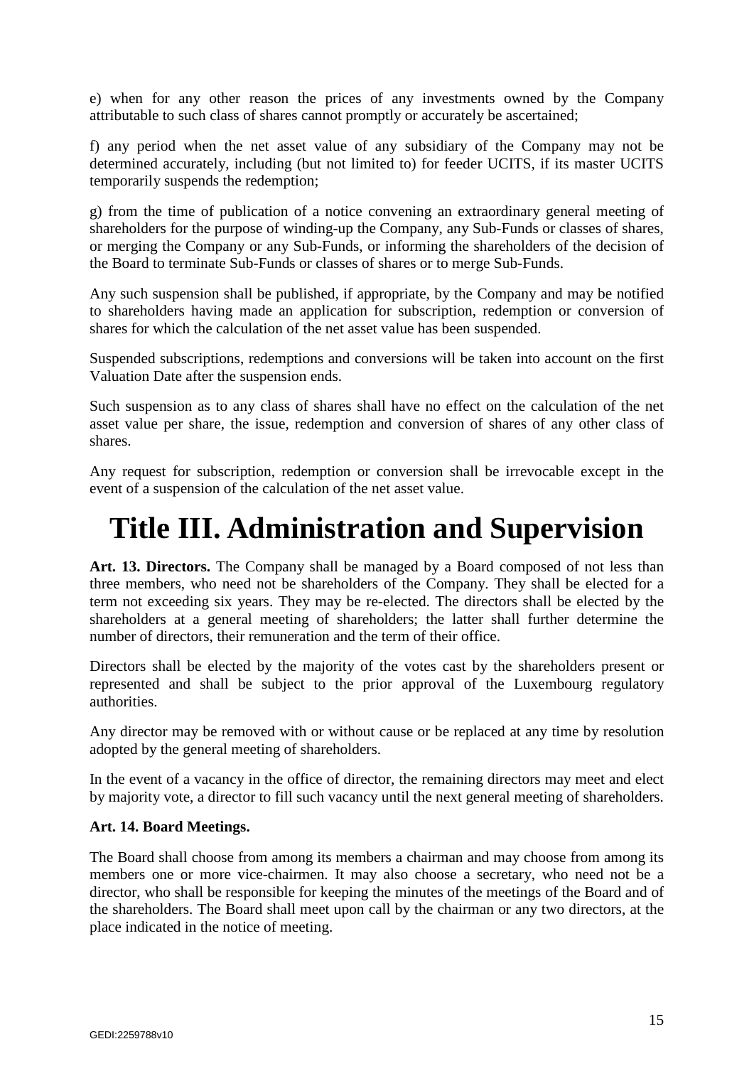e) when for any other reason the prices of any investments owned by the Company attributable to such class of shares cannot promptly or accurately be ascertained;

f) any period when the net asset value of any subsidiary of the Company may not be determined accurately, including (but not limited to) for feeder UCITS, if its master UCITS temporarily suspends the redemption;

g) from the time of publication of a notice convening an extraordinary general meeting of shareholders for the purpose of winding-up the Company, any Sub-Funds or classes of shares, or merging the Company or any Sub-Funds, or informing the shareholders of the decision of the Board to terminate Sub-Funds or classes of shares or to merge Sub-Funds.

Any such suspension shall be published, if appropriate, by the Company and may be notified to shareholders having made an application for subscription, redemption or conversion of shares for which the calculation of the net asset value has been suspended.

Suspended subscriptions, redemptions and conversions will be taken into account on the first Valuation Date after the suspension ends.

Such suspension as to any class of shares shall have no effect on the calculation of the net asset value per share, the issue, redemption and conversion of shares of any other class of shares.

Any request for subscription, redemption or conversion shall be irrevocable except in the event of a suspension of the calculation of the net asset value.

# Title III. Administration and Supervision

**Art. 13. Directors.** The Company shall be managed by a Board composed of not less than three members, who need not be shareholders of the Company. They shall be elected for a term not exceeding six years. They may be re-elected. The directors shall be elected by the shareholders at a general meeting of shareholders; the latter shall further determine the number of directors, their remuneration and the term of their office.

Directors shall be elected by the majority of the votes cast by the shareholders present or represented and shall be subject to the prior approval of the Luxembourg regulatory authorities.

Any director may be removed with or without cause or be replaced at any time by resolution adopted by the general meeting of shareholders.

In the event of a vacancy in the office of director, the remaining directors may meet and elect by majority vote, a director to fill such vacancy until the next general meeting of shareholders.

**Art. 14. Board Meetings.**

The Board shall choose from among its members a chairman and may choose from among its members one or more vice-chairmen. It may also choose a secretary, who need not be a director, who shall be responsible for keeping the minutes of the meetings of the Board and of the shareholders. The Board shall meet upon call by the chairman or any two directors, at the place indicated in the notice of meeting.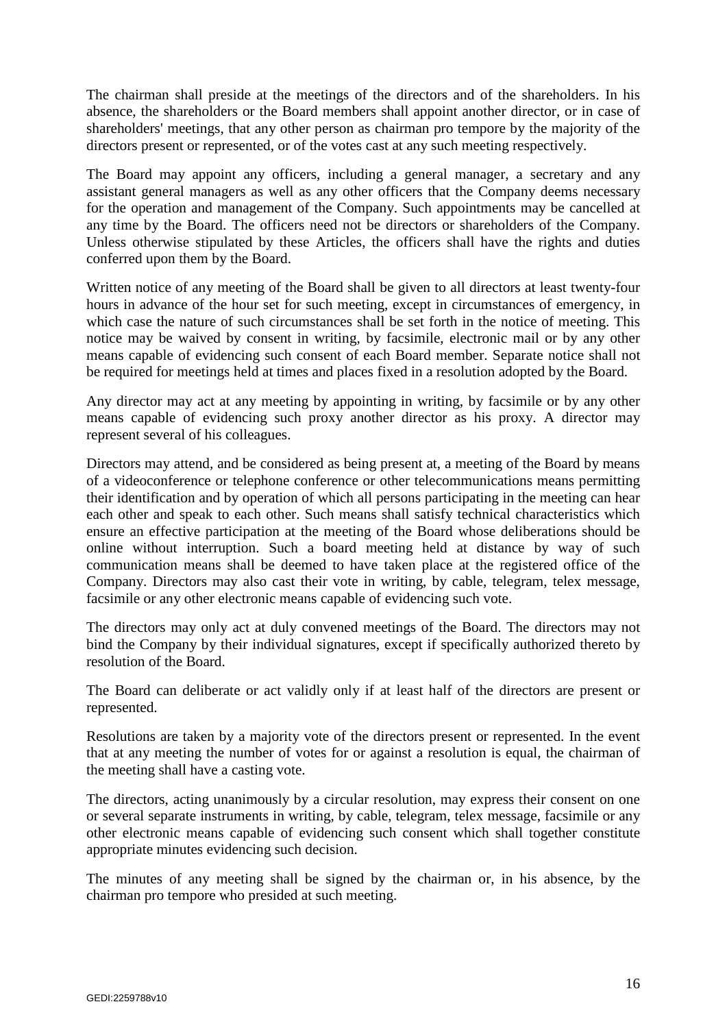The chairman shall preside at the meetings of the directors and of the shareholders. In his absence, the shareholders or the Board members shall appoint another director, or in case of shareholders' meetings, that any other person as chairman pro tempore by the majority of the directors present or represented, or of the votes cast at any such meeting respectively.

The Board may appoint any officers, including a general manager, a secretary and any assistant general managers as well as any other officers that the Company deems necessary for the operation and management of the Company. Such appointments may be cancelled at any time by the Board. The officers need not be directors or shareholders of the Company. Unless otherwise stipulated by these Articles, the officers shall have the rights and duties conferred upon them by the Board.

Written notice of any meeting of the Board shall be given to all directors at least twenty-four hours in advance of the hour set for such meeting, except in circumstances of emergency, in which case the nature of such circumstances shall be set forth in the notice of meeting. This notice may be waived by consent in writing, by facsimile, electronic mail or by any other means capable of evidencing such consent of each Board member. Separate notice shall not be required for meetings held at times and places fixed in a resolution adopted by the Board.

Any director may act at any meeting by appointing in writing, by facsimile or by any other means capable of evidencing such proxy another director as his proxy. A director may represent several of his colleagues.

Directors may attend, and be considered as being present at, a meeting of the Board by means of a videoconference or telephone conference or other telecommunications means permitting their identification and by operation of which all persons participating in the meeting can hear each other and speak to each other. Such means shall satisfy technical characteristics which ensure an effective participation at the meeting of the Board whose deliberations should be online without interruption. Such a board meeting held at distance by way of such communication means shall be deemed to have taken place at the registered office of the Company. Directors may also cast their vote in writing, by cable, telegram, telex message, facsimile or any other electronic means capable of evidencing such vote.

The directors may only act at duly convened meetings of the Board. The directors may not bind the Company by their individual signatures, except if specifically authorized thereto by resolution of the Board.

The Board can deliberate or act validly only if at least half of the directors are present or represented.

Resolutions are taken by a majority vote of the directors present or represented. In the event that at any meeting the number of votes for or against a resolution is equal, the chairman of the meeting shall have a casting vote.

The directors, acting unanimously by a circular resolution, may express their consent on one or several separate instruments in writing, by cable, telegram, telex message, facsimile or any other electronic means capable of evidencing such consent which shall together constitute appropriate minutes evidencing such decision.

The minutes of any meeting shall be signed by the chairman or, in his absence, by the chairman pro tempore who presided at such meeting.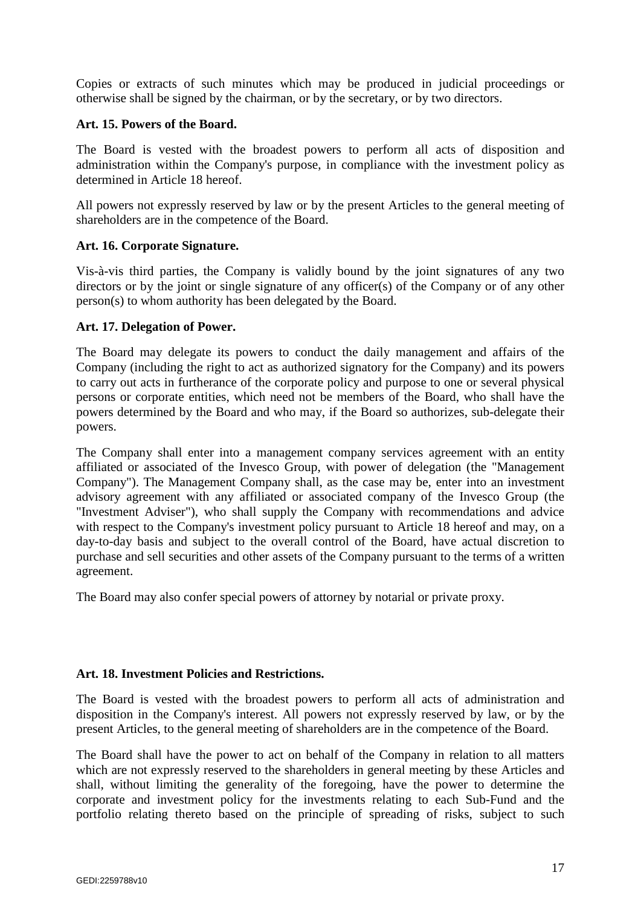Copies or extracts of such minutes which may be produced in judicial proceedings or otherwise shall be signed by the chairman, or by the secretary, or by two directors.

**Art. 15. Powers of the Board.**

The Board is vested with the broadest powers to perform all acts of disposition and administration within the Company's purpose, in compliance with the investment policy as determined in Article 18 hereof.

All powers not expressly reserved by law or by the present Articles to the general meeting of shareholders are in the competence of the Board.

**Art. 16. Corporate Signature.**

Vis-à-vis third parties, the Company is validly bound by the joint signatures of any two directors or by the joint or single signature of any officer(s) of the Company or of any other person(s) to whom authority has been delegated by the Board.

**Art. 17. Delegation of Power.**

The Board may delegate its powers to conduct the daily management and affairs of the Company (including the right to act as authorized signatory for the Company) and its powers to carry out acts in furtherance of the corporate policy and purpose to one or several physical persons or corporate entities, which need not be members of the Board, who shall have the powers determined by the Board and who may, if the Board so authorizes, sub-delegate their powers.

The Company shall enter into a management company services agreement with an entity affiliated or associated of the Invesco Group, with power of delegation (the "Management Company"). The Management Company shall, as the case may be, enter into an investment advisory agreement with any affiliated or associated company of the Invesco Group (the "Investment Adviser"), who shall supply the Company with recommendations and advice with respect to the Company's investment policy pursuant to Article 18 hereof and may, on a day-to-day basis and subject to the overall control of the Board, have actual discretion to purchase and sell securities and other assets of the Company pursuant to the terms of a written agreement.

The Board may also confer special powers of attorney by notarial or private proxy.

**Art. 18. Investment Policies and Restrictions.**

The Board is vested with the broadest powers to perform all acts of administration and disposition in the Company's interest. All powers not expressly reserved by law, or by the present Articles, to the general meeting of shareholders are in the competence of the Board.

The Board shall have the power to act on behalf of the Company in relation to all matters which are not expressly reserved to the shareholders in general meeting by these Articles and shall, without limiting the generality of the foregoing, have the power to determine the corporate and investment policy for the investments relating to each Sub-Fund and the portfolio relating thereto based on the principle of spreading of risks, subject to such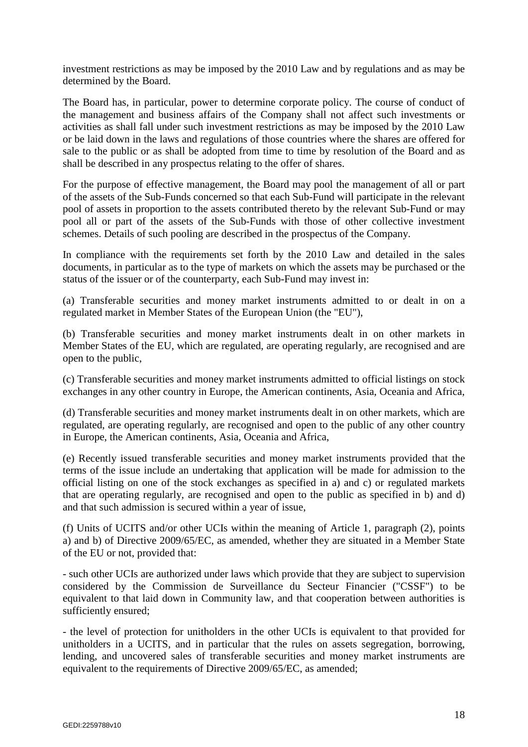investment restrictions as may be imposed by the 2010 Law and by regulations and as may be determined by the Board.

The Board has, in particular, power to determine corporate policy. The course of conduct of the management and business affairs of the Company shall not affect such investments or activities as shall fall under such investment restrictions as may be imposed by the 2010 Law or be laid down in the laws and regulations of those countries where the shares are offered for sale to the public or as shall be adopted from time to time by resolution of the Board and as shall be described in any prospectus relating to the offer of shares.

For the purpose of effective management, the Board may pool the management of all or part of the assets of the Sub-Funds concerned so that each Sub-Fund will participate in the relevant pool of assets in proportion to the assets contributed thereto by the relevant Sub-Fund or may pool all or part of the assets of the Sub-Funds with those of other collective investment schemes. Details of such pooling are described in the prospectus of the Company.

In compliance with the requirements set forth by the 2010 Law and detailed in the sales documents, in particular as to the type of markets on which the assets may be purchased or the status of the issuer or of the counterparty, each Sub-Fund may invest in:

(a) Transferable securities and money market instruments admitted to or dealt in on a regulated market in Member States of the European Union (the "EU"),

(b) Transferable securities and money market instruments dealt in on other markets in Member States of the EU, which are regulated, are operating regularly, are recognised and are open to the public,

(c) Transferable securities and money market instruments admitted to official listings on stock exchanges in any other country in Europe, the American continents, Asia, Oceania and Africa,

(d) Transferable securities and money market instruments dealt in on other markets, which are regulated, are operating regularly, are recognised and open to the public of any other country in Europe, the American continents, Asia, Oceania and Africa,

(e) Recently issued transferable securities and money market instruments provided that the terms of the issue include an undertaking that application will be made for admission to the official listing on one of the stock exchanges as specified in a) and c) or regulated markets that are operating regularly, are recognised and open to the public as specified in b) and d) and that such admission is secured within a year of issue,

(f) Units of UCITS and/or other UCIs within the meaning of Article 1, paragraph (2), points a) and b) of Directive 2009/65/EC, as amended, whether they are situated in a Member State of the EU or not, provided that:

- such other UCIs are authorized under laws which provide that they are subject to supervision considered by the Commission de Surveillance du Secteur Financier ("CSSF") to be equivalent to that laid down in Community law, and that cooperation between authorities is sufficiently ensured;

- the level of protection for unitholders in the other UCIs is equivalent to that provided for unitholders in a UCITS, and in particular that the rules on assets segregation, borrowing, lending, and uncovered sales of transferable securities and money market instruments are equivalent to the requirements of Directive 2009/65/EC, as amended;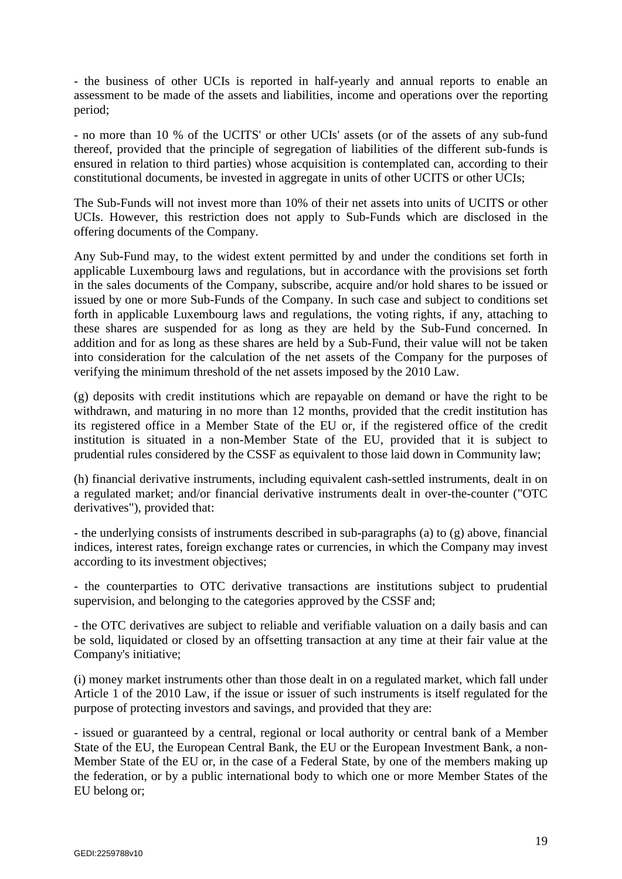- the business of other UCIs is reported in half-yearly and annual reports to enable an assessment to be made of the assets and liabilities, income and operations over the reporting period;

- no more than 10 % of the UCITS' or other UCIs' assets (or of the assets of any sub-fund thereof, provided that the principle of segregation of liabilities of the different sub-funds is ensured in relation to third parties) whose acquisition is contemplated can, according to their constitutional documents, be invested in aggregate in units of other UCITS or other UCIs;

The Sub-Funds will not invest more than 10% of their net assets into units of UCITS or other UCIs. However, this restriction does not apply to Sub-Funds which are disclosed in the offering documents of the Company.

Any Sub-Fund may, to the widest extent permitted by and under the conditions set forth in applicable Luxembourg laws and regulations, but in accordance with the provisions set forth in the sales documents of the Company, subscribe, acquire and/or hold shares to be issued or issued by one or more Sub-Funds of the Company. In such case and subject to conditions set forth in applicable Luxembourg laws and regulations, the voting rights, if any, attaching to these shares are suspended for as long as they are held by the Sub-Fund concerned. In addition and for as long as these shares are held by a Sub-Fund, their value will not be taken into consideration for the calculation of the net assets of the Company for the purposes of verifying the minimum threshold of the net assets imposed by the 2010 Law.

(g) deposits with credit institutions which are repayable on demand or have the right to be withdrawn, and maturing in no more than 12 months, provided that the credit institution has its registered office in a Member State of the EU or, if the registered office of the credit institution is situated in a non-Member State of the EU, provided that it is subject to prudential rules considered by the CSSF as equivalent to those laid down in Community law;

(h) financial derivative instruments, including equivalent cash-settled instruments, dealt in on a regulated market; and/or financial derivative instruments dealt in over-the-counter ("OTC derivatives"), provided that:

- the underlying consists of instruments described in sub-paragraphs (a) to (g) above, financial indices, interest rates, foreign exchange rates or currencies, in which the Company may invest according to its investment objectives;

- the counterparties to OTC derivative transactions are institutions subject to prudential supervision, and belonging to the categories approved by the CSSF and;

- the OTC derivatives are subject to reliable and verifiable valuation on a daily basis and can be sold, liquidated or closed by an offsetting transaction at any time at their fair value at the Company's initiative;

(i) money market instruments other than those dealt in on a regulated market, which fall under Article 1 of the 2010 Law, if the issue or issuer of such instruments is itself regulated for the purpose of protecting investors and savings, and provided that they are:

- issued or guaranteed by a central, regional or local authority or central bank of a Member State of the EU, the European Central Bank, the EU or the European Investment Bank, a non-Member State of the EU or, in the case of a Federal State, by one of the members making up the federation, or by a public international body to which one or more Member States of the EU belong or;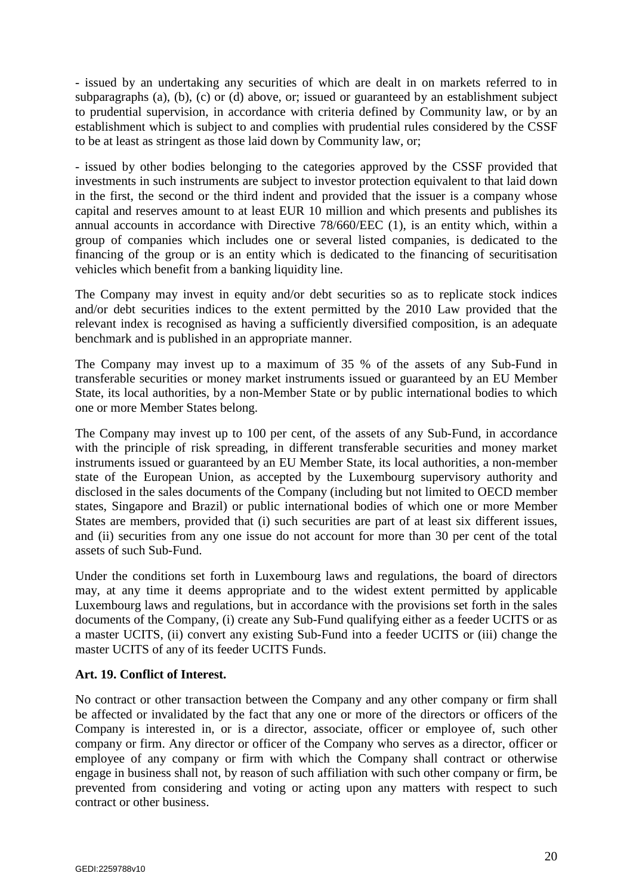- issued by an undertaking any securities of which are dealt in on markets referred to in subparagraphs (a), (b), (c) or (d) above, or; issued or guaranteed by an establishment subject to prudential supervision, in accordance with criteria defined by Community law, or by an establishment which is subject to and complies with prudential rules considered by the CSSF to be at least as stringent as those laid down by Community law, or;

- issued by other bodies belonging to the categories approved by the CSSF provided that investments in such instruments are subject to investor protection equivalent to that laid down in the first, the second or the third indent and provided that the issuer is a company whose capital and reserves amount to at least EUR 10 million and which presents and publishes its annual accounts in accordance with Directive 78/660/EEC (1), is an entity which, within a group of companies which includes one or several listed companies, is dedicated to the financing of the group or is an entity which is dedicated to the financing of securitisation vehicles which benefit from a banking liquidity line.

The Company may invest in equity and/or debt securities so as to replicate stock indices and/or debt securities indices to the extent permitted by the 2010 Law provided that the relevant index is recognised as having a sufficiently diversified composition, is an adequate benchmark and is published in an appropriate manner.

The Company may invest up to a maximum of 35 % of the assets of any Sub-Fund in transferable securities or money market instruments issued or guaranteed by an EU Member State, its local authorities, by a non-Member State or by public international bodies to which one or more Member States belong.

The Company may invest up to 100 per cent, of the assets of any Sub-Fund, in accordance with the principle of risk spreading, in different transferable securities and money market instruments issued or guaranteed by an EU Member State, its local authorities, a non-member state of the European Union, as accepted by the Luxembourg supervisory authority and disclosed in the sales documents of the Company (including but not limited to OECD member states, Singapore and Brazil) or public international bodies of which one or more Member States are members, provided that (i) such securities are part of at least six different issues, and (ii) securities from any one issue do not account for more than 30 per cent of the total assets of such Sub-Fund.

Under the conditions set forth in Luxembourg laws and regulations, the board of directors may, at any time it deems appropriate and to the widest extent permitted by applicable Luxembourg laws and regulations, but in accordance with the provisions set forth in the sales documents of the Company, (i) create any Sub-Fund qualifying either as a feeder UCITS or as a master UCITS, (ii) convert any existing Sub-Fund into a feeder UCITS or (iii) change the master UCITS of any of its feeder UCITS Funds.

**Art. 19. Conflict of Interest.**

No contract or other transaction between the Company and any other company or firm shall be affected or invalidated by the fact that any one or more of the directors or officers of the Company is interested in, or is a director, associate, officer or employee of, such other company or firm. Any director or officer of the Company who serves as a director, officer or employee of any company or firm with which the Company shall contract or otherwise engage in business shall not, by reason of such affiliation with such other company or firm, be prevented from considering and voting or acting upon any matters with respect to such contract or other business.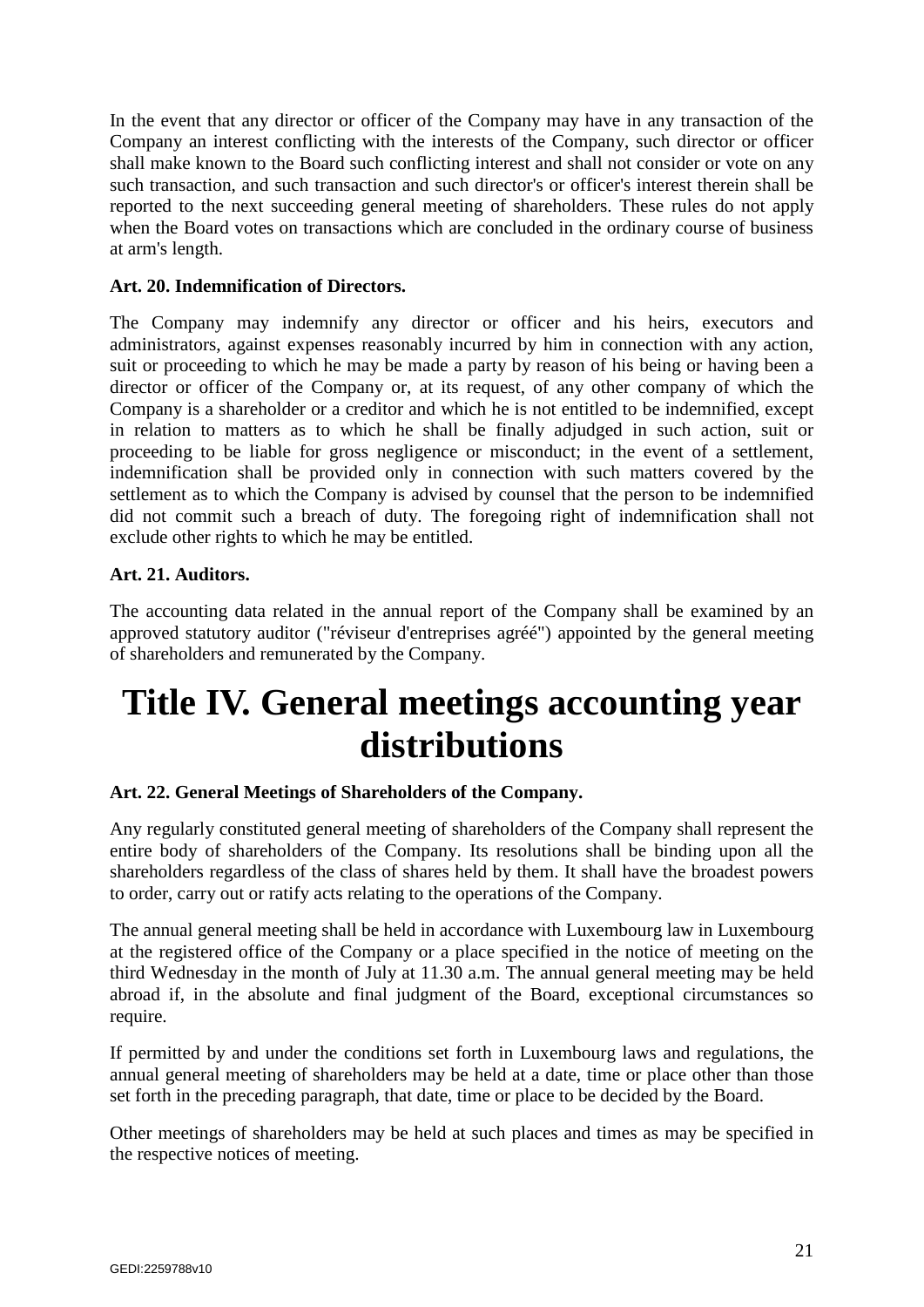In the event that any director or officer of the Company may have in any transaction of the Company an interest conflicting with the interests of the Company, such director or officer shall make known to the Board such conflicting interest and shall not consider or vote on any such transaction, and such transaction and such director's or officer's interest therein shall be reported to the next succeeding general meeting of shareholders. These rules do not apply when the Board votes on transactions which are concluded in the ordinary course of business at arm's length.

**Art. 20. Indemnification of Directors.**

The Company may indemnify any director or officer and his heirs, executors and administrators, against expenses reasonably incurred by him in connection with any action, suit or proceeding to which he may be made a party by reason of his being or having been a director or officer of the Company or, at its request, of any other company of which the Company is a shareholder or a creditor and which he is not entitled to be indemnified, except in relation to matters as to which he shall be finally adjudged in such action, suit or proceeding to be liable for gross negligence or misconduct; in the event of a settlement, indemnification shall be provided only in connection with such matters covered by the settlement as to which the Company is advised by counsel that the person to be indemnified did not commit such a breach of duty. The foregoing right of indemnification shall not exclude other rights to which he may be entitled.

**Art. 21. Auditors.**

The accounting data related in the annual report of the Company shall be examined by an approved statutory auditor ("réviseur d'entreprises agréé") appointed by the general meeting of shareholders and remunerated by the Company.

# Title IV. General meetings accounting year distributions

**Art. 22. General Meetings of Shareholders of the Company.**

Any regularly constituted general meeting of shareholders of the Company shall represent the entire body of shareholders of the Company. Its resolutions shall be binding upon all the shareholders regardless of the class of shares held by them. It shall have the broadest powers to order, carry out or ratify acts relating to the operations of the Company.

The annual general meeting shall be held in accordance with Luxembourg law in Luxembourg at the registered office of the Company or a place specified in the notice of meeting on the third Wednesday in the month of July at 11.30 a.m. The annual general meeting may be held abroad if, in the absolute and final judgment of the Board, exceptional circumstances so require.

If permitted by and under the conditions set forth in Luxembourg laws and regulations, the annual general meeting of shareholders may be held at a date, time or place other than those set forth in the preceding paragraph, that date, time or place to be decided by the Board.

Other meetings of shareholders may be held at such places and times as may be specified in the respective notices of meeting.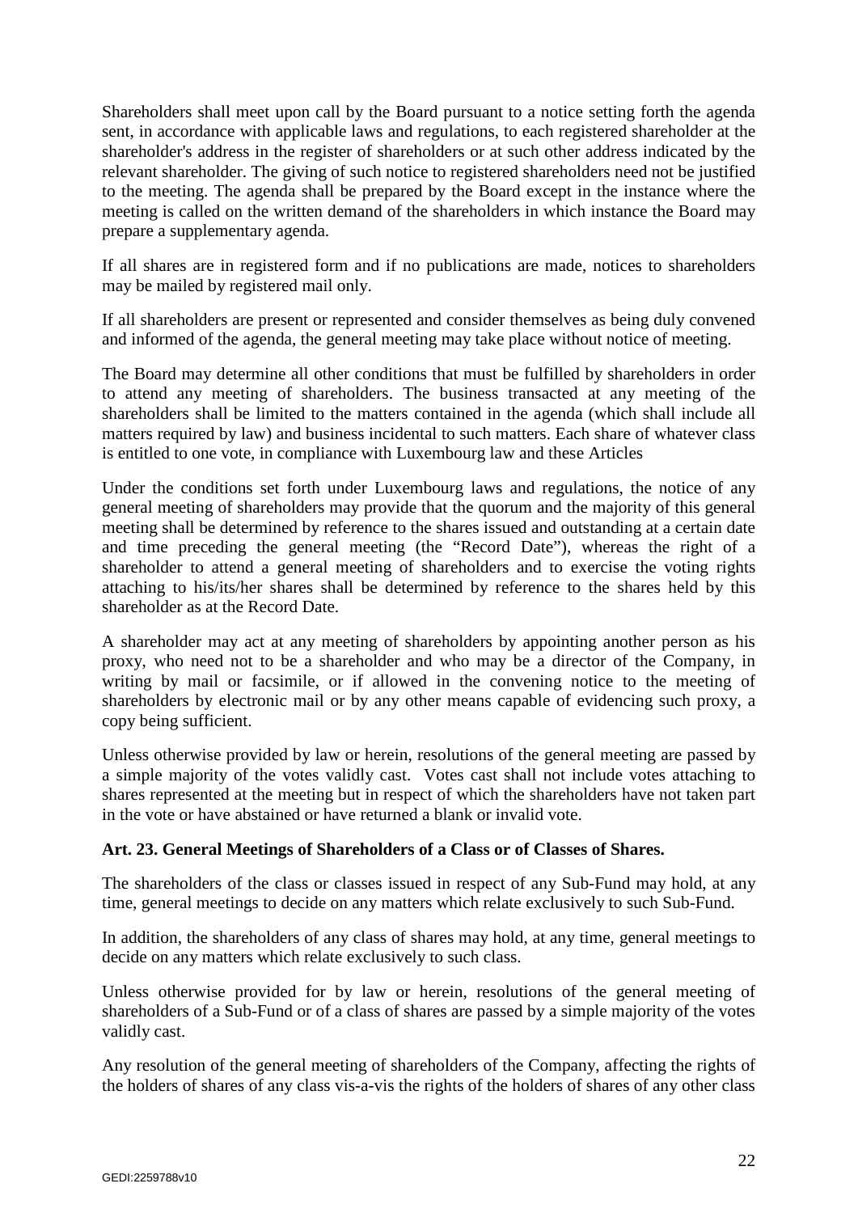Shareholders shall meet upon call by the Board pursuant to a notice setting forth the agenda sent, in accordance with applicable laws and regulations, to each registered shareholder at the shareholder's address in the register of shareholders or at such other address indicated by the relevant shareholder. The giving of such notice to registered shareholders need not be justified to the meeting. The agenda shall be prepared by the Board except in the instance where the meeting is called on the written demand of the shareholders in which instance the Board may prepare a supplementary agenda.

If all shares are in registered form and if no publications are made, notices to shareholders may be mailed by registered mail only.

If all shareholders are present or represented and consider themselves as being duly convened and informed of the agenda, the general meeting may take place without notice of meeting.

The Board may determine all other conditions that must be fulfilled by shareholders in order to attend any meeting of shareholders. The business transacted at any meeting of the shareholders shall be limited to the matters contained in the agenda (which shall include all matters required by law) and business incidental to such matters. Each share of whatever class is entitled to one vote, in compliance with Luxembourg law and these Articles

Under the conditions set forth under Luxembourg laws and regulations, the notice of any general meeting of shareholders may provide that the quorum and the majority of this general meeting shall be determined by reference to the shares issued and outstanding at a certain date and time preceding the general meeting (the "Record Date"), whereas the right of a shareholder to attend a general meeting of shareholders and to exercise the voting rights attaching to his/its/her shares shall be determined by reference to the shares held by this shareholder as at the Record Date.

A shareholder may act at any meeting of shareholders by appointing another person as his proxy, who need not to be a shareholder and who may be a director of the Company, in writing by mail or facsimile, or if allowed in the convening notice to the meeting of shareholders by electronic mail or by any other means capable of evidencing such proxy, a copy being sufficient.

Unless otherwise provided by law or herein, resolutions of the general meeting are passed by a simple majority of the votes validly cast. Votes cast shall not include votes attaching to shares represented at the meeting but in respect of which the shareholders have not taken part in the vote or have abstained or have returned a blank or invalid vote.

**Art. 23. General Meetings of Shareholders of a Class or of Classes of Shares.**

The shareholders of the class or classes issued in respect of any Sub-Fund may hold, at any time, general meetings to decide on any matters which relate exclusively to such Sub-Fund.

In addition, the shareholders of any class of shares may hold, at any time, general meetings to decide on any matters which relate exclusively to such class.

Unless otherwise provided for by law or herein, resolutions of the general meeting of shareholders of a Sub-Fund or of a class of shares are passed by a simple majority of the votes validly cast.

Any resolution of the general meeting of shareholders of the Company, affecting the rights of the holders of shares of any class vis-a-vis the rights of the holders of shares of any other class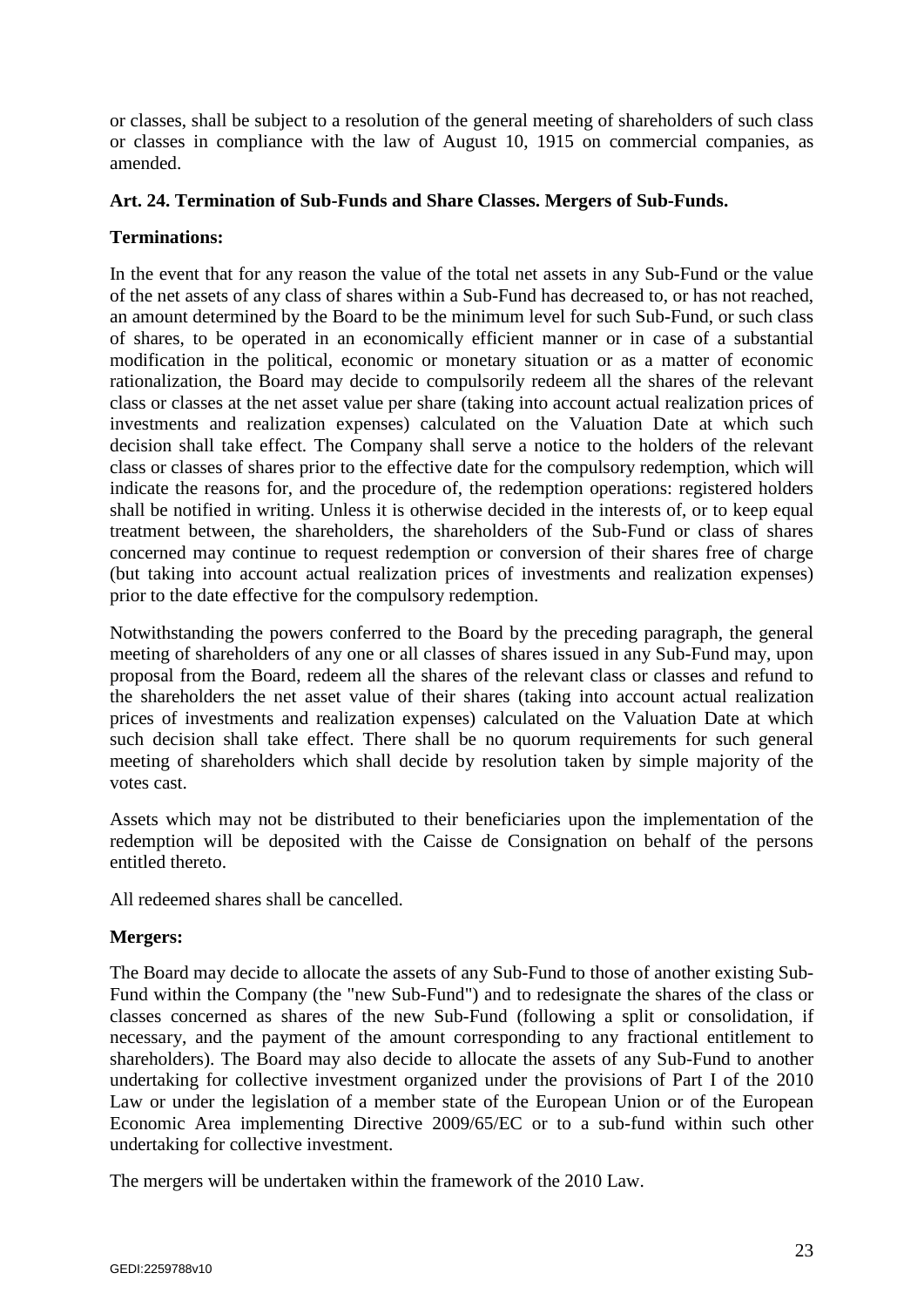or classes, shall be subject to a resolution of the general meeting of shareholders of such class or classes in compliance with the law of August 10, 1915 on commercial companies, as amended.

**Art. 24. Termination of Sub-Funds and Share Classes. Mergers of Sub-Funds.**

**Terminations:**

In the event that for any reason the value of the total net assets in any Sub-Fund or the value of the net assets of any class of shares within a Sub-Fund has decreased to, or has not reached, an amount determined by the Board to be the minimum level for such Sub-Fund, or such class of shares, to be operated in an economically efficient manner or in case of a substantial modification in the political, economic or monetary situation or as a matter of economic rationalization, the Board may decide to compulsorily redeem all the shares of the relevant class or classes at the net asset value per share (taking into account actual realization prices of investments and realization expenses) calculated on the Valuation Date at which such decision shall take effect. The Company shall serve a notice to the holders of the relevant class or classes of shares prior to the effective date for the compulsory redemption, which will indicate the reasons for, and the procedure of, the redemption operations: registered holders shall be notified in writing. Unless it is otherwise decided in the interests of, or to keep equal treatment between, the shareholders, the shareholders of the Sub-Fund or class of shares concerned may continue to request redemption or conversion of their shares free of charge (but taking into account actual realization prices of investments and realization expenses) prior to the date effective for the compulsory redemption.

Notwithstanding the powers conferred to the Board by the preceding paragraph, the general meeting of shareholders of any one or all classes of shares issued in any Sub-Fund may, upon proposal from the Board, redeem all the shares of the relevant class or classes and refund to the shareholders the net asset value of their shares (taking into account actual realization prices of investments and realization expenses) calculated on the Valuation Date at which such decision shall take effect. There shall be no quorum requirements for such general meeting of shareholders which shall decide by resolution taken by simple majority of the votes cast.

Assets which may not be distributed to their beneficiaries upon the implementation of the redemption will be deposited with the Caisse de Consignation on behalf of the persons entitled thereto.

All redeemed shares shall be cancelled.

**Mergers:**

The Board may decide to allocate the assets of any Sub-Fund to those of another existing Sub-Fund within the Company (the "new Sub-Fund") and to redesignate the shares of the class or classes concerned as shares of the new Sub-Fund (following a split or consolidation, if necessary, and the payment of the amount corresponding to any fractional entitlement to shareholders). The Board may also decide to allocate the assets of any Sub-Fund to another undertaking for collective investment organized under the provisions of Part I of the 2010 Law or under the legislation of a member state of the European Union or of the European Economic Area implementing Directive 2009/65/EC or to a sub-fund within such other undertaking for collective investment.

The mergers will be undertaken within the framework of the 2010 Law.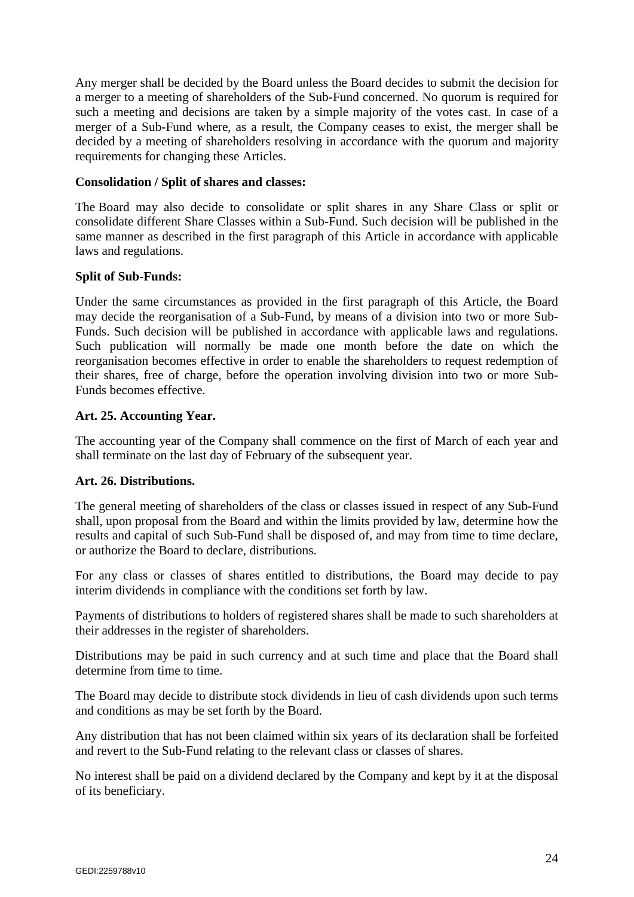Any merger shall be decided by the Board unless the Board decides to submit the decision for a merger to a meeting of shareholders of the Sub-Fund concerned. No quorum is required for such a meeting and decisions are taken by a simple majority of the votes cast. In case of a merger of a Sub-Fund where, as a result, the Company ceases to exist, the merger shall be decided by a meeting of shareholders resolving in accordance with the quorum and majority requirements for changing these Articles.

**Consolidation / Split of shares and classes:**

The Board may also decide to consolidate or split shares in any Share Class or split or consolidate different Share Classes within a Sub-Fund. Such decision will be published in the same manner as described in the first paragraph of this Article in accordance with applicable laws and regulations.

**Split of Sub-Funds:**

Under the same circumstances as provided in the first paragraph of this Article, the Board may decide the reorganisation of a Sub-Fund, by means of a division into two or more Sub-Funds. Such decision will be published in accordance with applicable laws and regulations. Such publication will normally be made one month before the date on which the reorganisation becomes effective in order to enable the shareholders to request redemption of their shares, free of charge, before the operation involving division into two or more Sub-Funds becomes effective.

**Art. 25. Accounting Year.**

The accounting year of the Company shall commence on the first of March of each year and shall terminate on the last day of February of the subsequent year.

**Art. 26. Distributions.**

The general meeting of shareholders of the class or classes issued in respect of any Sub-Fund shall, upon proposal from the Board and within the limits provided by law, determine how the results and capital of such Sub-Fund shall be disposed of, and may from time to time declare, or authorize the Board to declare, distributions.

For any class or classes of shares entitled to distributions, the Board may decide to pay interim dividends in compliance with the conditions set forth by law.

Payments of distributions to holders of registered shares shall be made to such shareholders at their addresses in the register of shareholders.

Distributions may be paid in such currency and at such time and place that the Board shall determine from time to time.

The Board may decide to distribute stock dividends in lieu of cash dividends upon such terms and conditions as may be set forth by the Board.

Any distribution that has not been claimed within six years of its declaration shall be forfeited and revert to the Sub-Fund relating to the relevant class or classes of shares.

No interest shall be paid on a dividend declared by the Company and kept by it at the disposal of its beneficiary.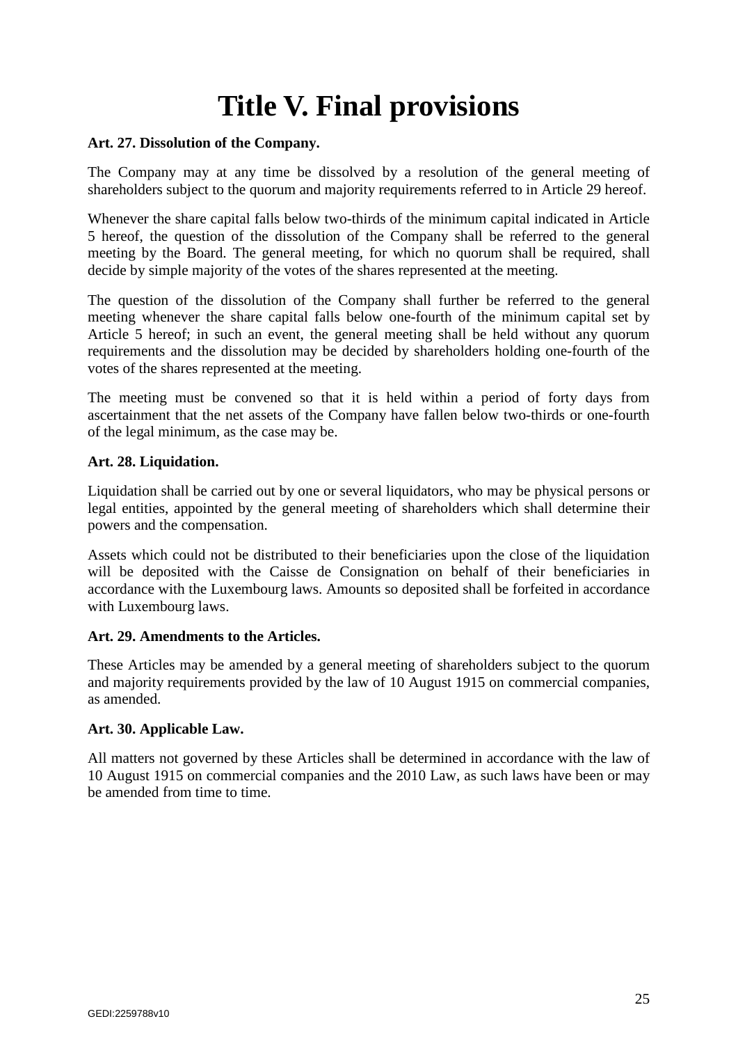# Title V. Final provisions

**Art. 27. Dissolution of the Company.**

The Company may at any time be dissolved by a resolution of the general meeting of shareholders subject to the quorum and majority requirements referred to in Article 29 hereof.

Whenever the share capital falls below two-thirds of the minimum capital indicated in Article 5 hereof, the question of the dissolution of the Company shall be referred to the general meeting by the Board. The general meeting, for which no quorum shall be required, shall decide by simple majority of the votes of the shares represented at the meeting.

The question of the dissolution of the Company shall further be referred to the general meeting whenever the share capital falls below one-fourth of the minimum capital set by Article 5 hereof; in such an event, the general meeting shall be held without any quorum requirements and the dissolution may be decided by shareholders holding one-fourth of the votes of the shares represented at the meeting.

The meeting must be convened so that it is held within a period of forty days from ascertainment that the net assets of the Company have fallen below two-thirds or one-fourth of the legal minimum, as the case may be.

**Art. 28. Liquidation.**

Liquidation shall be carried out by one or several liquidators, who may be physical persons or legal entities, appointed by the general meeting of shareholders which shall determine their powers and the compensation.

Assets which could not be distributed to their beneficiaries upon the close of the liquidation will be deposited with the Caisse de Consignation on behalf of their beneficiaries in accordance with the Luxembourg laws. Amounts so deposited shall be forfeited in accordance with Luxembourg laws.

**Art. 29. Amendments to the Articles.**

These Articles may be amended by a general meeting of shareholders subject to the quorum and majority requirements provided by the law of 10 August 1915 on commercial companies, as amended.

**Art. 30. Applicable Law.**

All matters not governed by these Articles shall be determined in accordance with the law of 10 August 1915 on commercial companies and the 2010 Law, as such laws have been or may be amended from time to time.